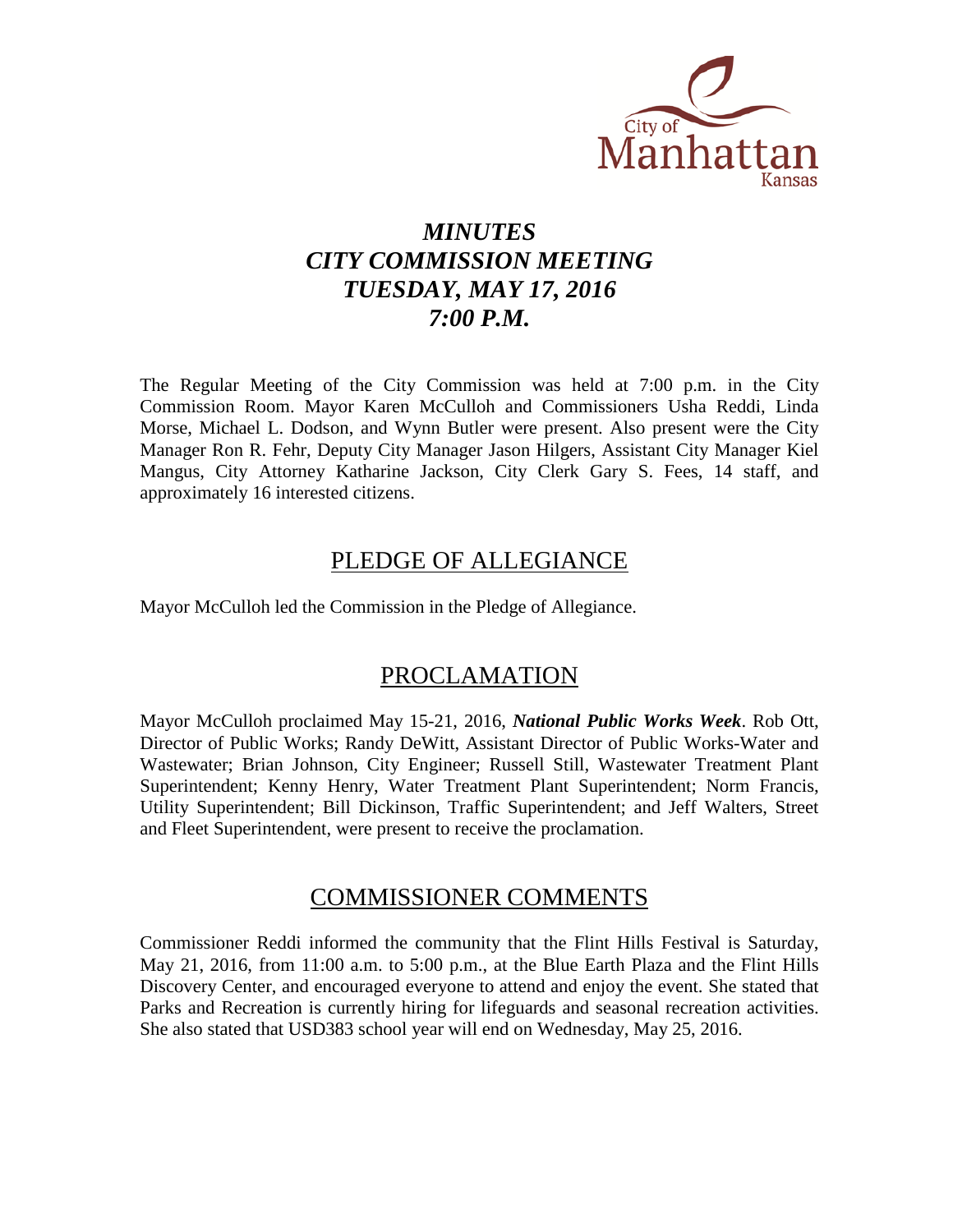# *MINUTES*
# *CITY COMMISSION MEETING*
# *TUESDAY, MAY 17, 2016*
# *7:00 P.M.*

The Regular Meeting of the City Commission was held at 7:00 p.m. in the City Commission Room. Mayor Karen McCulloh and Commissioners Usha Reddi, Linda Morse, Michael L. Dodson, and Wynn Butler were present. Also present were the City Manager Ron R. Fehr, Deputy City Manager Jason Hilgers, Assistant City Manager Kiel Mangus, City Attorney Katharine Jackson, City Clerk Gary S. Fees, 14 staff, and approximately 16 interested citizens.

## PLEDGE OF ALLEGIANCE

Mayor McCulloh led the Commission in the Pledge of Allegiance.

## PROCLAMATION

Mayor McCulloh proclaimed May 15-21, 2016, ***National Public Works Week***. Rob Ott, Director of Public Works; Randy DeWitt, Assistant Director of Public Works-Water and Wastewater; Brian Johnson, City Engineer; Russell Still, Wastewater Treatment Plant Superintendent; Kenny Henry, Water Treatment Plant Superintendent; Norm Francis, Utility Superintendent; Bill Dickinson, Traffic Superintendent; and Jeff Walters, Street and Fleet Superintendent, were present to receive the proclamation.

## COMMISSIONER COMMENTS

Commissioner Reddi informed the community that the Flint Hills Festival is Saturday, May 21, 2016, from 11:00 a.m. to 5:00 p.m., at the Blue Earth Plaza and the Flint Hills Discovery Center, and encouraged everyone to attend and enjoy the event. She stated that Parks and Recreation is currently hiring for lifeguards and seasonal recreation activities. She also stated that USD383 school year will end on Wednesday, May 25, 2016.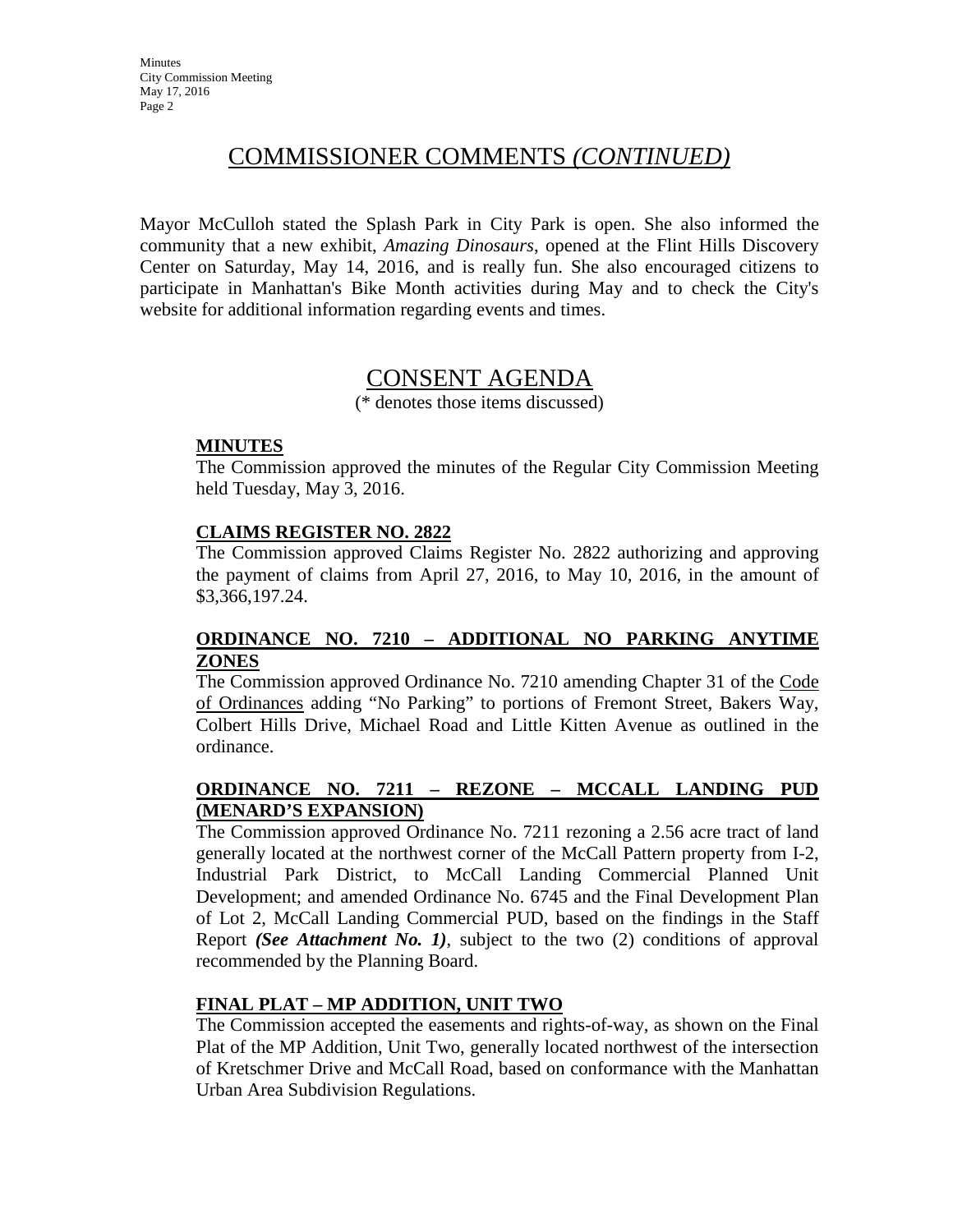# COMMISSIONER COMMENTS *(CONTINUED)*

Mayor McCulloh stated the Splash Park in City Park is open. She also informed the community that a new exhibit, *Amazing Dinosaurs*, opened at the Flint Hills Discovery Center on Saturday, May 14, 2016, and is really fun. She also encouraged citizens to participate in Manhattan's Bike Month activities during May and to check the City's website for additional information regarding events and times.

# CONSENT AGENDA

(* denotes those items discussed)

**MINUTES**

The Commission approved the minutes of the Regular City Commission Meeting held Tuesday, May 3, 2016.

**CLAIMS REGISTER NO. 2822**

The Commission approved Claims Register No. 2822 authorizing and approving the payment of claims from April 27, 2016, to May 10, 2016, in the amount of $3,366,197.24.

**ORDINANCE NO. 7210 – ADDITIONAL NO PARKING ANYTIME ZONES**

The Commission approved Ordinance No. 7210 amending Chapter 31 of the Code of Ordinances adding "No Parking" to portions of Fremont Street, Bakers Way, Colbert Hills Drive, Michael Road and Little Kitten Avenue as outlined in the ordinance.

**ORDINANCE NO. 7211 – REZONE – MCCALL LANDING PUD (MENARD'S EXPANSION)**

The Commission approved Ordinance No. 7211 rezoning a 2.56 acre tract of land generally located at the northwest corner of the McCall Pattern property from I-2, Industrial Park District, to McCall Landing Commercial Planned Unit Development; and amended Ordinance No. 6745 and the Final Development Plan of Lot 2, McCall Landing Commercial PUD, based on the findings in the Staff Report ***(See Attachment No. 1)***, subject to the two (2) conditions of approval recommended by the Planning Board.

**FINAL PLAT – MP ADDITION, UNIT TWO**

The Commission accepted the easements and rights-of-way, as shown on the Final Plat of the MP Addition, Unit Two, generally located northwest of the intersection of Kretschmer Drive and McCall Road, based on conformance with the Manhattan Urban Area Subdivision Regulations.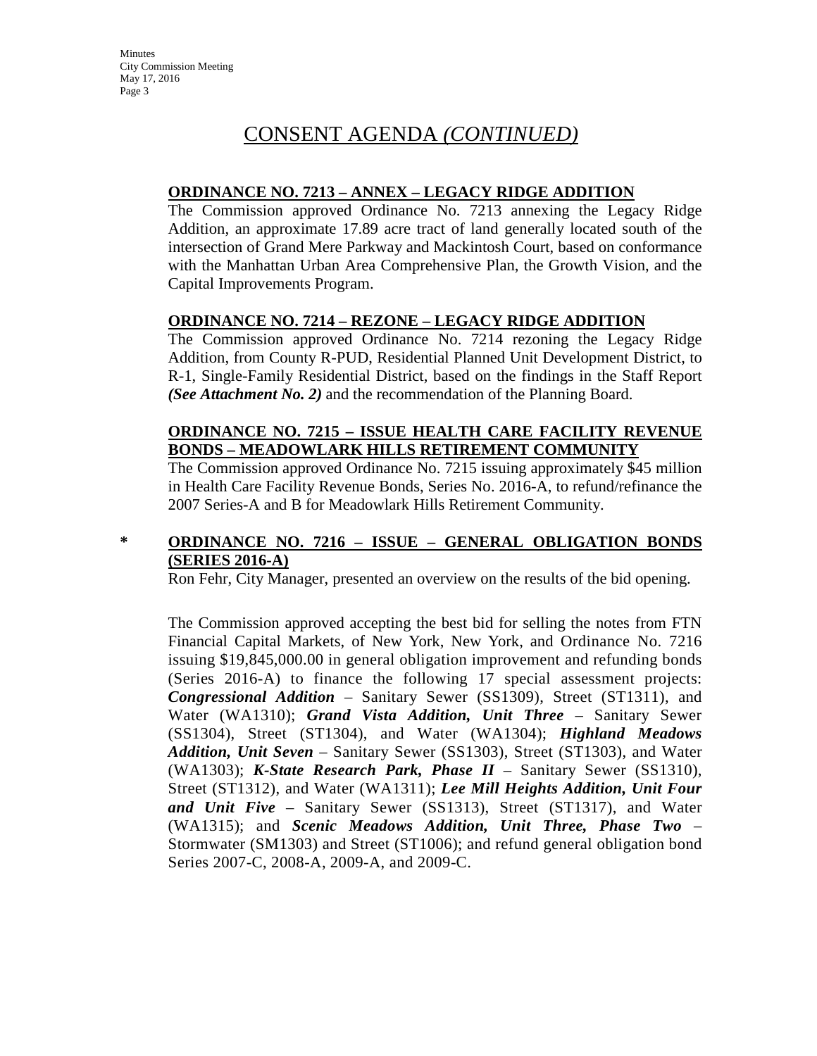## CONSENT AGENDA *(CONTINUED)*

**ORDINANCE NO. 7213 – ANNEX – LEGACY RIDGE ADDITION**

The Commission approved Ordinance No. 7213 annexing the Legacy Ridge Addition, an approximate 17.89 acre tract of land generally located south of the intersection of Grand Mere Parkway and Mackintosh Court, based on conformance with the Manhattan Urban Area Comprehensive Plan, the Growth Vision, and the Capital Improvements Program.

**ORDINANCE NO. 7214 – REZONE – LEGACY RIDGE ADDITION**

The Commission approved Ordinance No. 7214 rezoning the Legacy Ridge Addition, from County R-PUD, Residential Planned Unit Development District, to R-1, Single-Family Residential District, based on the findings in the Staff Report ***(See Attachment No. 2)*** and the recommendation of the Planning Board.

**ORDINANCE NO. 7215 – ISSUE HEALTH CARE FACILITY REVENUE BONDS – MEADOWLARK HILLS RETIREMENT COMMUNITY**

The Commission approved Ordinance No. 7215 issuing approximately $45 million in Health Care Facility Revenue Bonds, Series No. 2016-A, to refund/refinance the 2007 Series-A and B for Meadowlark Hills Retirement Community.

\* **ORDINANCE NO. 7216 – ISSUE – GENERAL OBLIGATION BONDS (SERIES 2016-A)**

Ron Fehr, City Manager, presented an overview on the results of the bid opening.

The Commission approved accepting the best bid for selling the notes from FTN Financial Capital Markets, of New York, New York, and Ordinance No. 7216 issuing $19,845,000.00 in general obligation improvement and refunding bonds (Series 2016-A) to finance the following 17 special assessment projects: ***Congressional Addition*** – Sanitary Sewer (SS1309), Street (ST1311), and Water (WA1310); ***Grand Vista Addition, Unit Three*** – Sanitary Sewer (SS1304), Street (ST1304), and Water (WA1304); ***Highland Meadows Addition, Unit Seven*** – Sanitary Sewer (SS1303), Street (ST1303), and Water (WA1303); ***K-State Research Park, Phase II*** – Sanitary Sewer (SS1310), Street (ST1312), and Water (WA1311); ***Lee Mill Heights Addition, Unit Four and Unit Five*** – Sanitary Sewer (SS1313), Street (ST1317), and Water (WA1315); and ***Scenic Meadows Addition, Unit Three, Phase Two*** – Stormwater (SM1303) and Street (ST1006); and refund general obligation bond Series 2007-C, 2008-A, 2009-A, and 2009-C.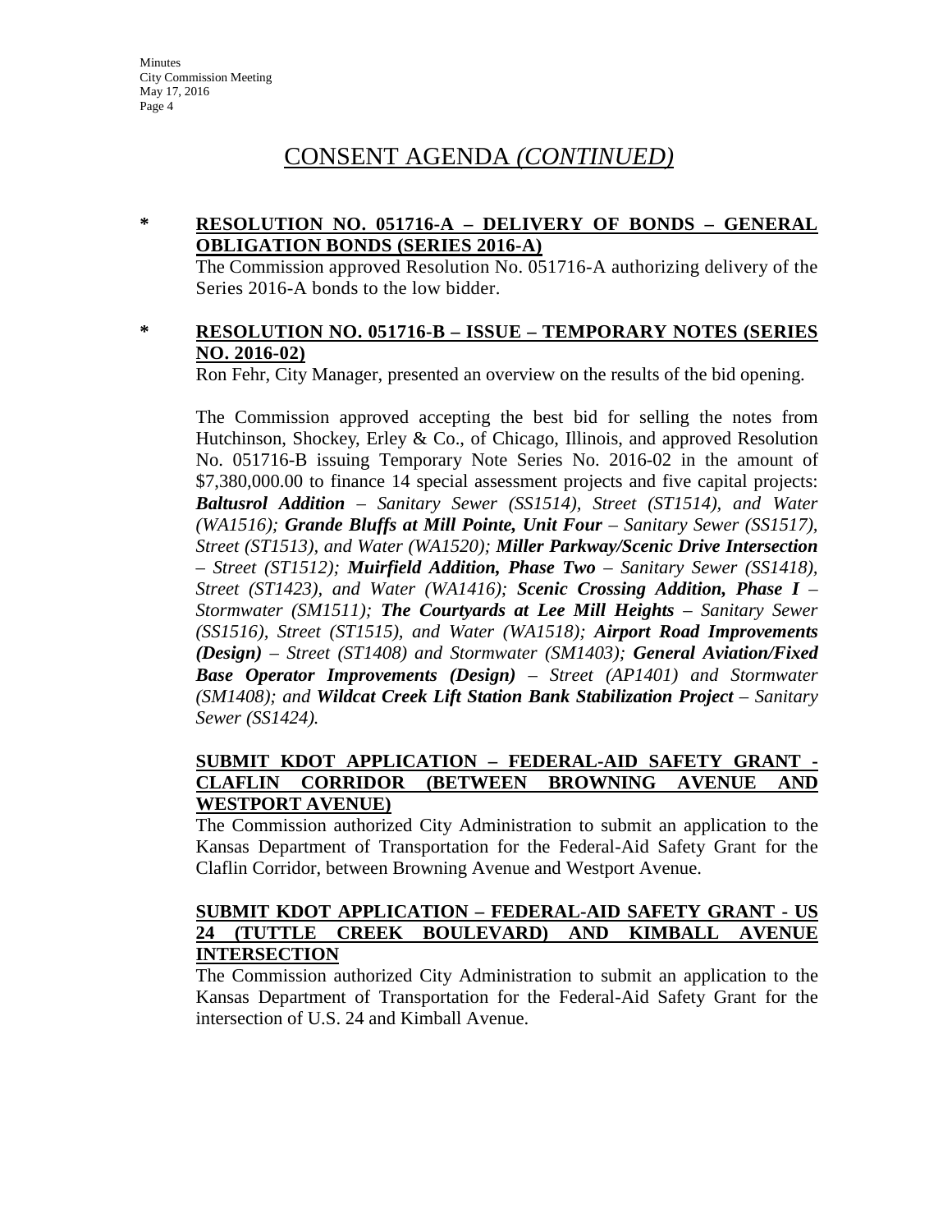# CONSENT AGENDA *(CONTINUED)*

**\* RESOLUTION NO. 051716-A – DELIVERY OF BONDS – GENERAL OBLIGATION BONDS (SERIES 2016-A)**

The Commission approved Resolution No. 051716-A authorizing delivery of the Series 2016-A bonds to the low bidder.

**\* RESOLUTION NO. 051716-B – ISSUE – TEMPORARY NOTES (SERIES NO. 2016-02)**

Ron Fehr, City Manager, presented an overview on the results of the bid opening.

The Commission approved accepting the best bid for selling the notes from Hutchinson, Shockey, Erley & Co., of Chicago, Illinois, and approved Resolution No. 051716-B issuing Temporary Note Series No. 2016-02 in the amount of $7,380,000.00 to finance 14 special assessment projects and five capital projects: ***Baltusrol Addition** – Sanitary Sewer (SS1514), Street (ST1514), and Water (WA1516); **Grande Bluffs at Mill Pointe, Unit Four** – Sanitary Sewer (SS1517), Street (ST1513), and Water (WA1520); **Miller Parkway/Scenic Drive Intersection** – Street (ST1512); **Muirfield Addition, Phase Two** – Sanitary Sewer (SS1418), Street (ST1423), and Water (WA1416); **Scenic Crossing Addition, Phase I** – Stormwater (SM1511); **The Courtyards at Lee Mill Heights** – Sanitary Sewer (SS1516), Street (ST1515), and Water (WA1518); **Airport Road Improvements (Design)** – Street (ST1408) and Stormwater (SM1403); **General Aviation/Fixed Base Operator Improvements (Design)** – Street (AP1401) and Stormwater (SM1408); and **Wildcat Creek Lift Station Bank Stabilization Project** – Sanitary Sewer (SS1424).*

**SUBMIT KDOT APPLICATION – FEDERAL-AID SAFETY GRANT - CLAFLIN CORRIDOR (BETWEEN BROWNING AVENUE AND WESTPORT AVENUE)**

The Commission authorized City Administration to submit an application to the Kansas Department of Transportation for the Federal-Aid Safety Grant for the Claflin Corridor, between Browning Avenue and Westport Avenue.

**SUBMIT KDOT APPLICATION – FEDERAL-AID SAFETY GRANT - US 24 (TUTTLE CREEK BOULEVARD) AND KIMBALL AVENUE INTERSECTION**

The Commission authorized City Administration to submit an application to the Kansas Department of Transportation for the Federal-Aid Safety Grant for the intersection of U.S. 24 and Kimball Avenue.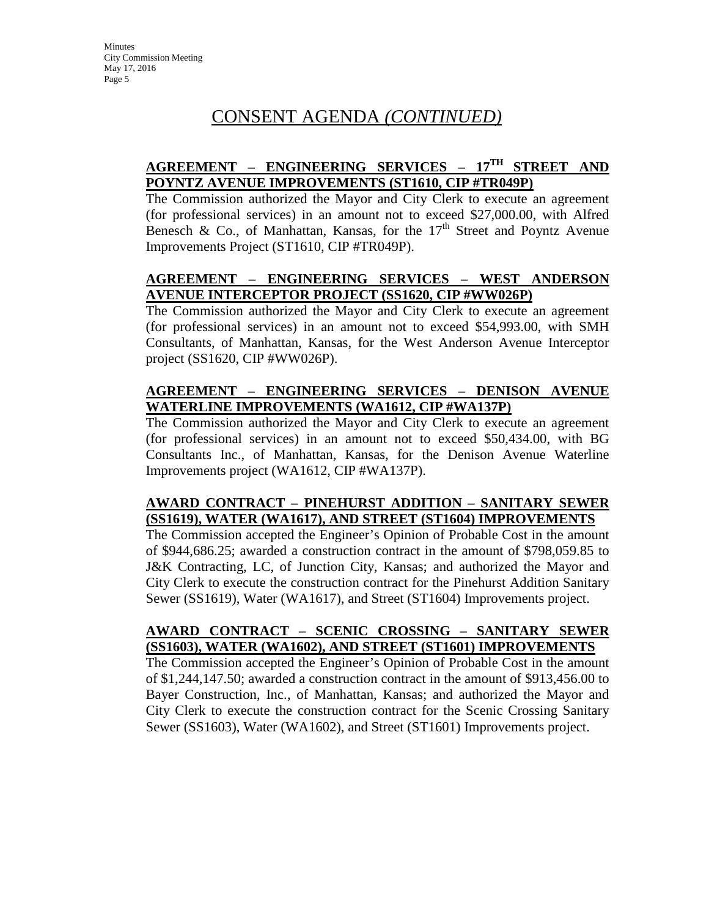# CONSENT AGENDA *(CONTINUED)*

**AGREEMENT – ENGINEERING SERVICES – 17TH STREET AND POYNTZ AVENUE IMPROVEMENTS (ST1610, CIP #TR049P)**

The Commission authorized the Mayor and City Clerk to execute an agreement (for professional services) in an amount not to exceed $27,000.00, with Alfred Benesch & Co., of Manhattan, Kansas, for the 17th Street and Poyntz Avenue Improvements Project (ST1610, CIP #TR049P).

**AGREEMENT – ENGINEERING SERVICES – WEST ANDERSON AVENUE INTERCEPTOR PROJECT (SS1620, CIP #WW026P)**

The Commission authorized the Mayor and City Clerk to execute an agreement (for professional services) in an amount not to exceed $54,993.00, with SMH Consultants, of Manhattan, Kansas, for the West Anderson Avenue Interceptor project (SS1620, CIP #WW026P).

**AGREEMENT – ENGINEERING SERVICES – DENISON AVENUE WATERLINE IMPROVEMENTS (WA1612, CIP #WA137P)**

The Commission authorized the Mayor and City Clerk to execute an agreement (for professional services) in an amount not to exceed $50,434.00, with BG Consultants Inc., of Manhattan, Kansas, for the Denison Avenue Waterline Improvements project (WA1612, CIP #WA137P).

**AWARD CONTRACT – PINEHURST ADDITION – SANITARY SEWER (SS1619), WATER (WA1617), AND STREET (ST1604) IMPROVEMENTS**

The Commission accepted the Engineer's Opinion of Probable Cost in the amount of $944,686.25; awarded a construction contract in the amount of $798,059.85 to J&K Contracting, LC, of Junction City, Kansas; and authorized the Mayor and City Clerk to execute the construction contract for the Pinehurst Addition Sanitary Sewer (SS1619), Water (WA1617), and Street (ST1604) Improvements project.

**AWARD CONTRACT – SCENIC CROSSING – SANITARY SEWER (SS1603), WATER (WA1602), AND STREET (ST1601) IMPROVEMENTS**

The Commission accepted the Engineer's Opinion of Probable Cost in the amount of $1,244,147.50; awarded a construction contract in the amount of $913,456.00 to Bayer Construction, Inc., of Manhattan, Kansas; and authorized the Mayor and City Clerk to execute the construction contract for the Scenic Crossing Sanitary Sewer (SS1603), Water (WA1602), and Street (ST1601) Improvements project.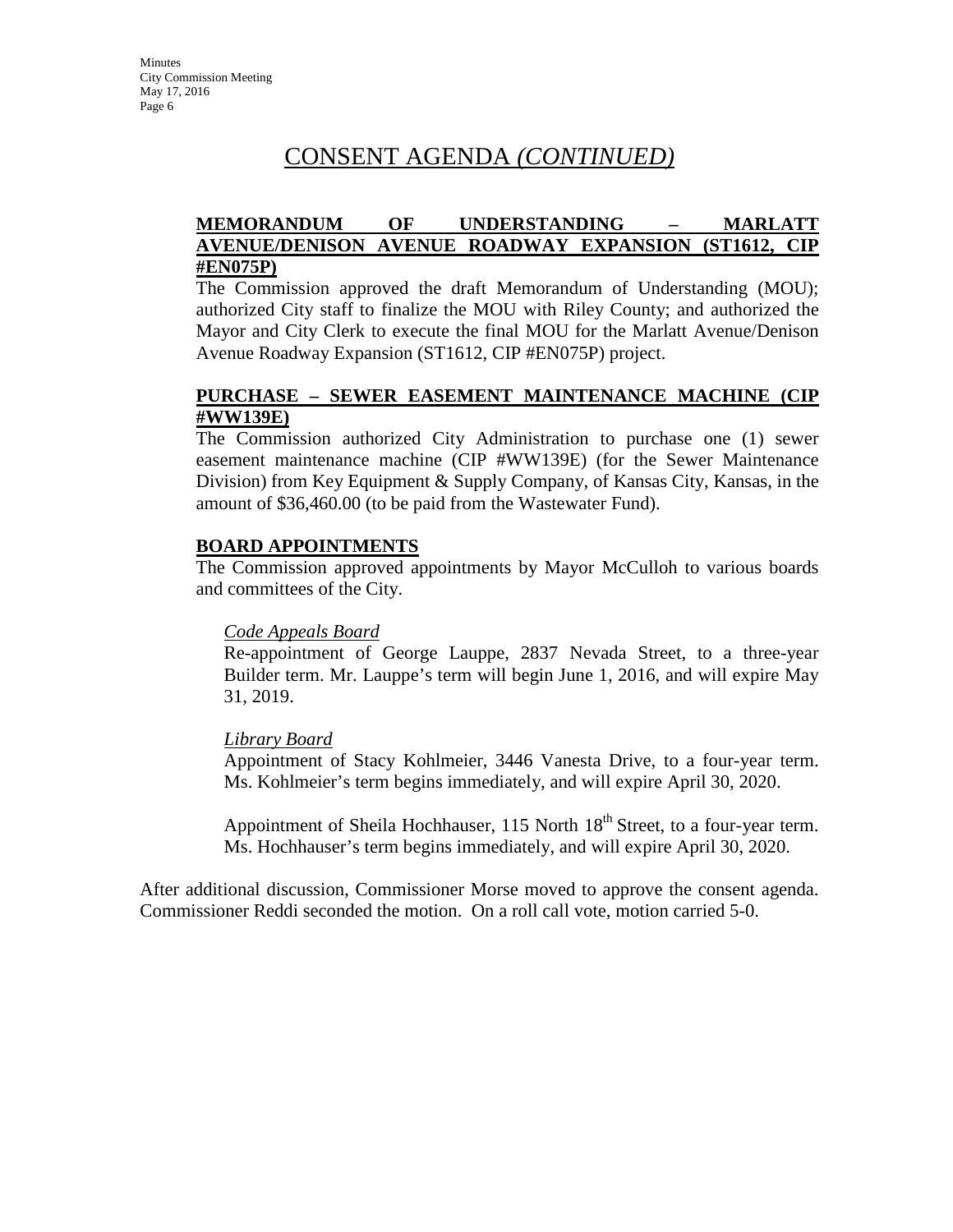# CONSENT AGENDA *(CONTINUED)*

**MEMORANDUM OF UNDERSTANDING – MARLATT AVENUE/DENISON AVENUE ROADWAY EXPANSION (ST1612, CIP #EN075P)**

The Commission approved the draft Memorandum of Understanding (MOU); authorized City staff to finalize the MOU with Riley County; and authorized the Mayor and City Clerk to execute the final MOU for the Marlatt Avenue/Denison Avenue Roadway Expansion (ST1612, CIP #EN075P) project.

**PURCHASE – SEWER EASEMENT MAINTENANCE MACHINE (CIP #WW139E)**

The Commission authorized City Administration to purchase one (1) sewer easement maintenance machine (CIP #WW139E) (for the Sewer Maintenance Division) from Key Equipment & Supply Company, of Kansas City, Kansas, in the amount of $36,460.00 (to be paid from the Wastewater Fund).

**BOARD APPOINTMENTS**

The Commission approved appointments by Mayor McCulloh to various boards and committees of the City.

*Code Appeals Board*

Re-appointment of George Lauppe, 2837 Nevada Street, to a three-year Builder term. Mr. Lauppe's term will begin June 1, 2016, and will expire May 31, 2019.

*Library Board*

Appointment of Stacy Kohlmeier, 3446 Vanesta Drive, to a four-year term. Ms. Kohlmeier's term begins immediately, and will expire April 30, 2020.

Appointment of Sheila Hochhauser, 115 North 18th Street, to a four-year term. Ms. Hochhauser's term begins immediately, and will expire April 30, 2020.

After additional discussion, Commissioner Morse moved to approve the consent agenda. Commissioner Reddi seconded the motion. On a roll call vote, motion carried 5-0.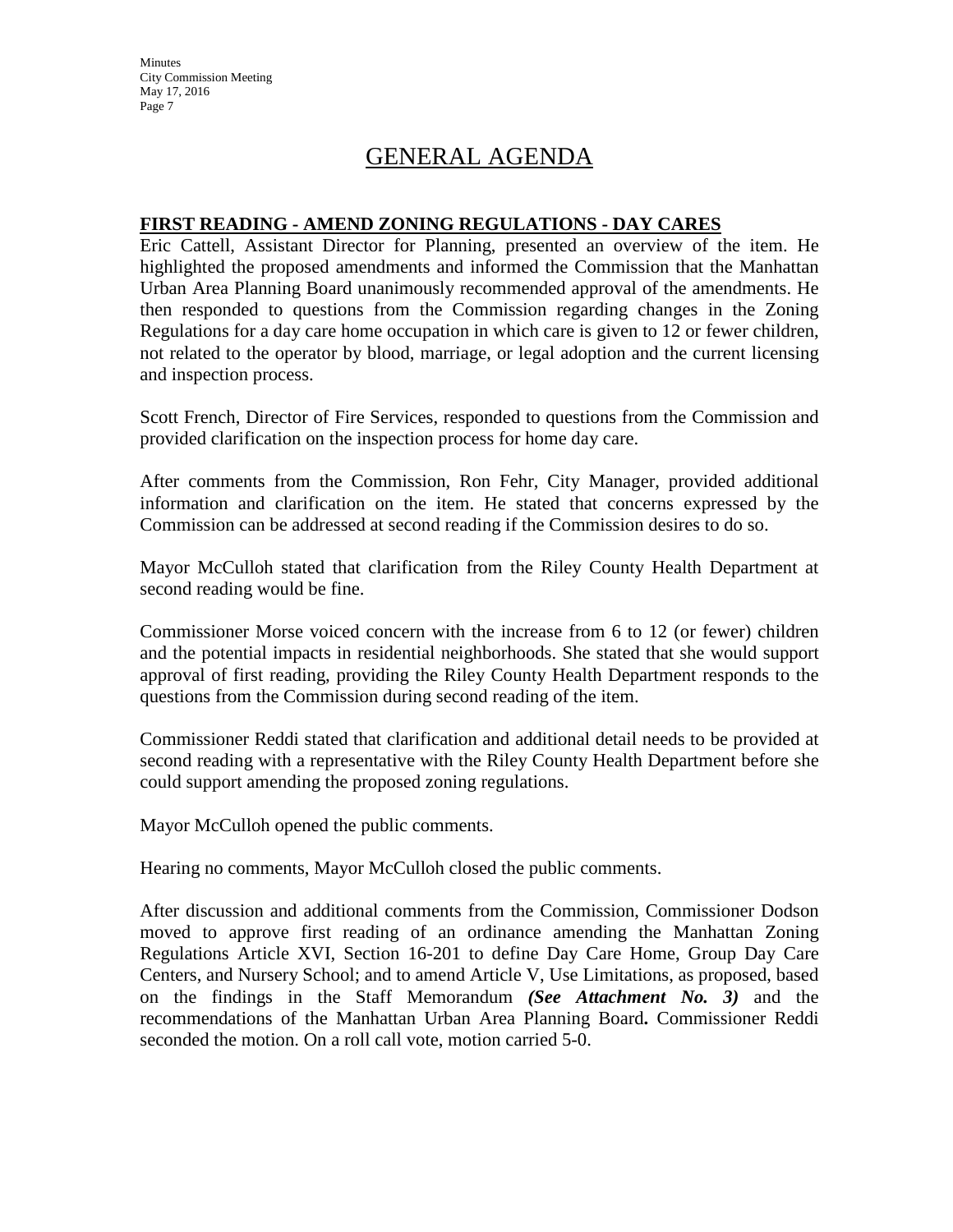# GENERAL AGENDA

## FIRST READING - AMEND ZONING REGULATIONS - DAY CARES

Eric Cattell, Assistant Director for Planning, presented an overview of the item. He highlighted the proposed amendments and informed the Commission that the Manhattan Urban Area Planning Board unanimously recommended approval of the amendments. He then responded to questions from the Commission regarding changes in the Zoning Regulations for a day care home occupation in which care is given to 12 or fewer children, not related to the operator by blood, marriage, or legal adoption and the current licensing and inspection process.

Scott French, Director of Fire Services, responded to questions from the Commission and provided clarification on the inspection process for home day care.

After comments from the Commission, Ron Fehr, City Manager, provided additional information and clarification on the item. He stated that concerns expressed by the Commission can be addressed at second reading if the Commission desires to do so.

Mayor McCulloh stated that clarification from the Riley County Health Department at second reading would be fine.

Commissioner Morse voiced concern with the increase from 6 to 12 (or fewer) children and the potential impacts in residential neighborhoods. She stated that she would support approval of first reading, providing the Riley County Health Department responds to the questions from the Commission during second reading of the item.

Commissioner Reddi stated that clarification and additional detail needs to be provided at second reading with a representative with the Riley County Health Department before she could support amending the proposed zoning regulations.

Mayor McCulloh opened the public comments.

Hearing no comments, Mayor McCulloh closed the public comments.

After discussion and additional comments from the Commission, Commissioner Dodson moved to approve first reading of an ordinance amending the Manhattan Zoning Regulations Article XVI, Section 16-201 to define Day Care Home, Group Day Care Centers, and Nursery School; and to amend Article V, Use Limitations, as proposed, based on the findings in the Staff Memorandum ***(See Attachment No. 3)*** and the recommendations of the Manhattan Urban Area Planning Board**.** Commissioner Reddi seconded the motion. On a roll call vote, motion carried 5-0.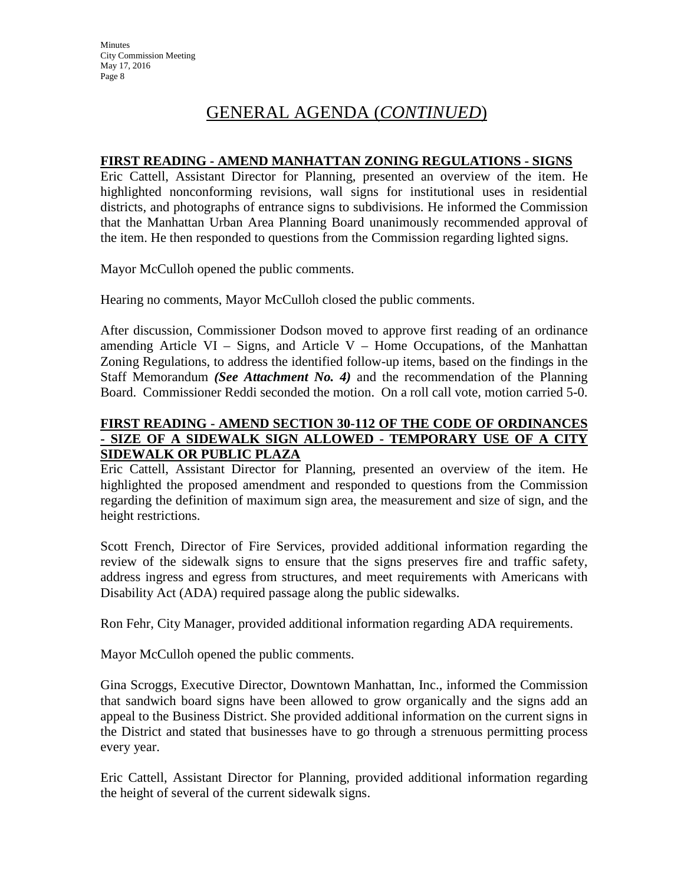# GENERAL AGENDA (*CONTINUED*)

**FIRST READING - AMEND MANHATTAN ZONING REGULATIONS - SIGNS**

Eric Cattell, Assistant Director for Planning, presented an overview of the item. He highlighted nonconforming revisions, wall signs for institutional uses in residential districts, and photographs of entrance signs to subdivisions. He informed the Commission that the Manhattan Urban Area Planning Board unanimously recommended approval of the item. He then responded to questions from the Commission regarding lighted signs.

Mayor McCulloh opened the public comments.

Hearing no comments, Mayor McCulloh closed the public comments.

After discussion, Commissioner Dodson moved to approve first reading of an ordinance amending Article VI – Signs, and Article V – Home Occupations, of the Manhattan Zoning Regulations, to address the identified follow-up items, based on the findings in the Staff Memorandum ***(See Attachment No. 4)*** and the recommendation of the Planning Board. Commissioner Reddi seconded the motion. On a roll call vote, motion carried 5-0.

**FIRST READING - AMEND SECTION 30-112 OF THE CODE OF ORDINANCES - SIZE OF A SIDEWALK SIGN ALLOWED - TEMPORARY USE OF A CITY SIDEWALK OR PUBLIC PLAZA**

Eric Cattell, Assistant Director for Planning, presented an overview of the item. He highlighted the proposed amendment and responded to questions from the Commission regarding the definition of maximum sign area, the measurement and size of sign, and the height restrictions.

Scott French, Director of Fire Services, provided additional information regarding the review of the sidewalk signs to ensure that the signs preserves fire and traffic safety, address ingress and egress from structures, and meet requirements with Americans with Disability Act (ADA) required passage along the public sidewalks.

Ron Fehr, City Manager, provided additional information regarding ADA requirements.

Mayor McCulloh opened the public comments.

Gina Scroggs, Executive Director, Downtown Manhattan, Inc., informed the Commission that sandwich board signs have been allowed to grow organically and the signs add an appeal to the Business District. She provided additional information on the current signs in the District and stated that businesses have to go through a strenuous permitting process every year.

Eric Cattell, Assistant Director for Planning, provided additional information regarding the height of several of the current sidewalk signs.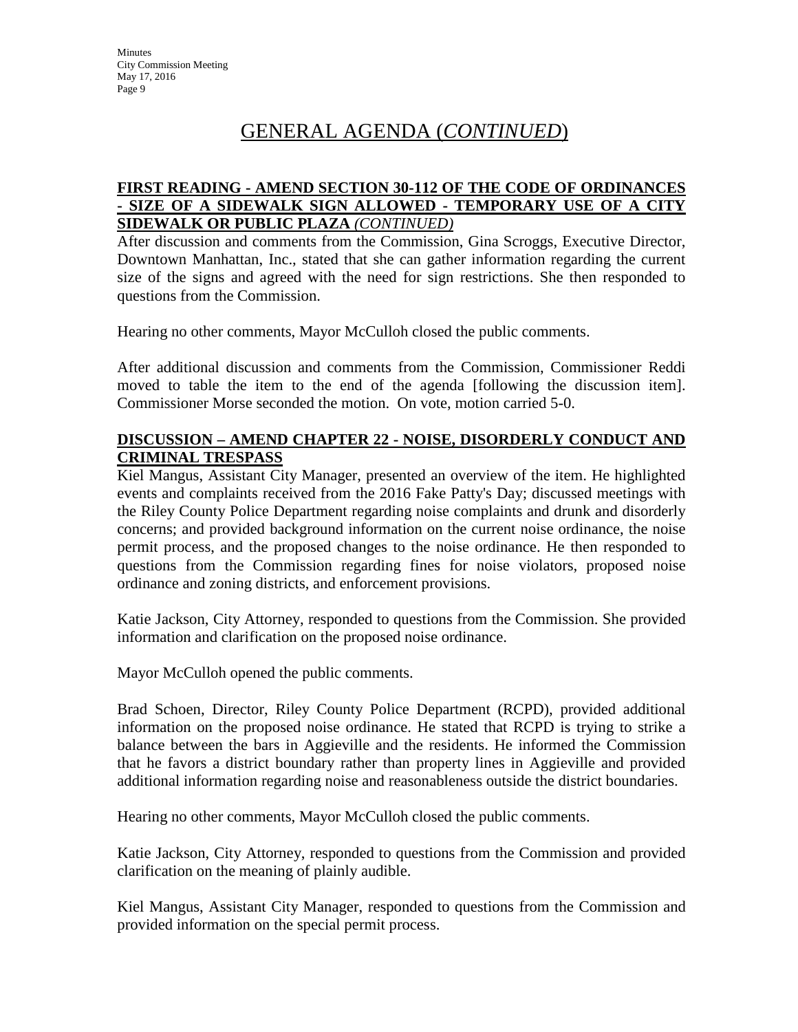# GENERAL AGENDA (*CONTINUED*)

**FIRST READING - AMEND SECTION 30-112 OF THE CODE OF ORDINANCES - SIZE OF A SIDEWALK SIGN ALLOWED - TEMPORARY USE OF A CITY SIDEWALK OR PUBLIC PLAZA** ***(CONTINUED)***

After discussion and comments from the Commission, Gina Scroggs, Executive Director, Downtown Manhattan, Inc., stated that she can gather information regarding the current size of the signs and agreed with the need for sign restrictions. She then responded to questions from the Commission.

Hearing no other comments, Mayor McCulloh closed the public comments.

After additional discussion and comments from the Commission, Commissioner Reddi moved to table the item to the end of the agenda [following the discussion item]. Commissioner Morse seconded the motion. On vote, motion carried 5-0.

**DISCUSSION – AMEND CHAPTER 22 - NOISE, DISORDERLY CONDUCT AND CRIMINAL TRESPASS**

Kiel Mangus, Assistant City Manager, presented an overview of the item. He highlighted events and complaints received from the 2016 Fake Patty's Day; discussed meetings with the Riley County Police Department regarding noise complaints and drunk and disorderly concerns; and provided background information on the current noise ordinance, the noise permit process, and the proposed changes to the noise ordinance. He then responded to questions from the Commission regarding fines for noise violators, proposed noise ordinance and zoning districts, and enforcement provisions.

Katie Jackson, City Attorney, responded to questions from the Commission. She provided information and clarification on the proposed noise ordinance.

Mayor McCulloh opened the public comments.

Brad Schoen, Director, Riley County Police Department (RCPD), provided additional information on the proposed noise ordinance. He stated that RCPD is trying to strike a balance between the bars in Aggieville and the residents. He informed the Commission that he favors a district boundary rather than property lines in Aggieville and provided additional information regarding noise and reasonableness outside the district boundaries.

Hearing no other comments, Mayor McCulloh closed the public comments.

Katie Jackson, City Attorney, responded to questions from the Commission and provided clarification on the meaning of plainly audible.

Kiel Mangus, Assistant City Manager, responded to questions from the Commission and provided information on the special permit process.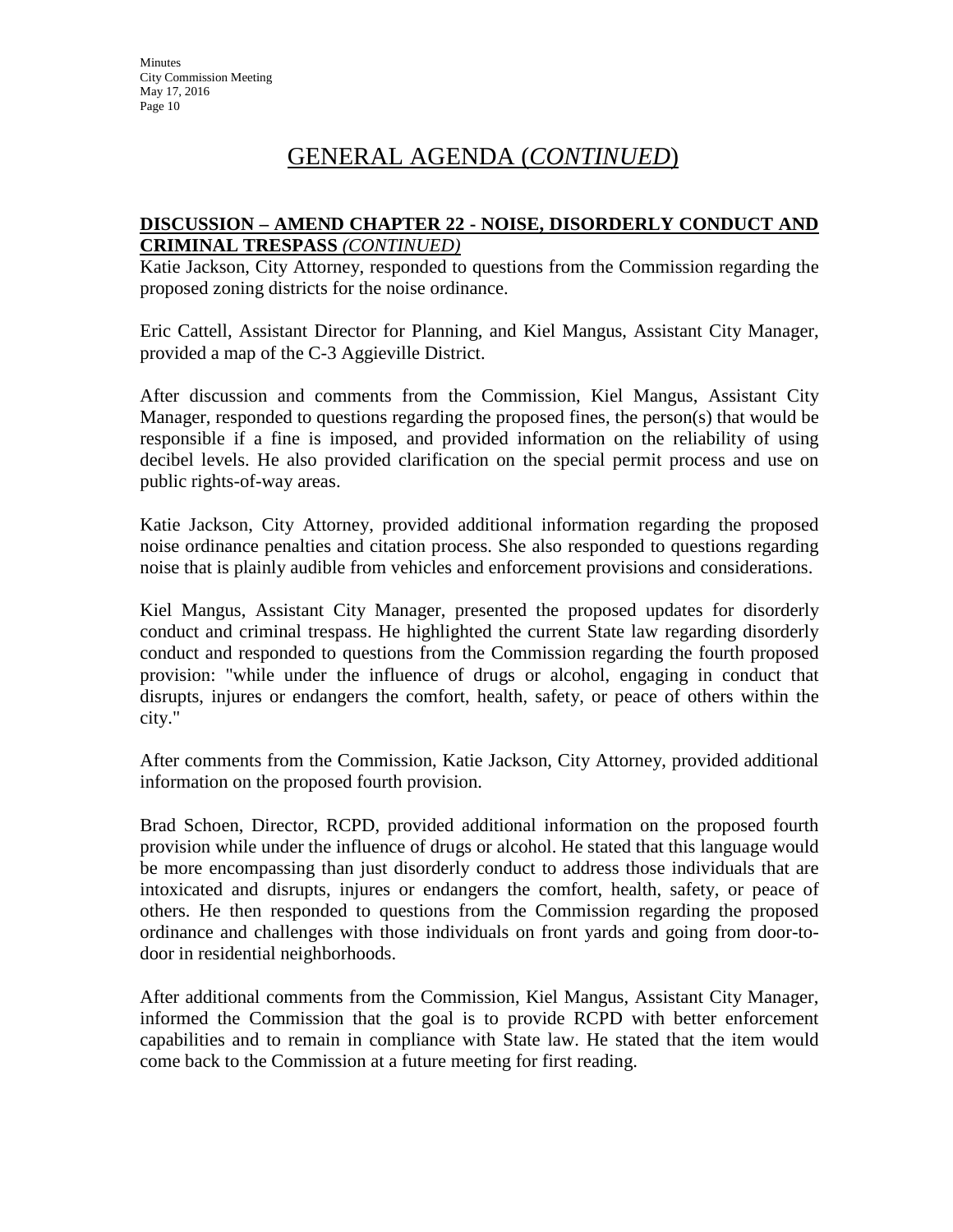# GENERAL AGENDA (*CONTINUED*)

**DISCUSSION – AMEND CHAPTER 22 - NOISE, DISORDERLY CONDUCT AND CRIMINAL TRESPASS** *(CONTINUED)*

Katie Jackson, City Attorney, responded to questions from the Commission regarding the proposed zoning districts for the noise ordinance.

Eric Cattell, Assistant Director for Planning, and Kiel Mangus, Assistant City Manager, provided a map of the C-3 Aggieville District.

After discussion and comments from the Commission, Kiel Mangus, Assistant City Manager, responded to questions regarding the proposed fines, the person(s) that would be responsible if a fine is imposed, and provided information on the reliability of using decibel levels. He also provided clarification on the special permit process and use on public rights-of-way areas.

Katie Jackson, City Attorney, provided additional information regarding the proposed noise ordinance penalties and citation process. She also responded to questions regarding noise that is plainly audible from vehicles and enforcement provisions and considerations.

Kiel Mangus, Assistant City Manager, presented the proposed updates for disorderly conduct and criminal trespass. He highlighted the current State law regarding disorderly conduct and responded to questions from the Commission regarding the fourth proposed provision: "while under the influence of drugs or alcohol, engaging in conduct that disrupts, injures or endangers the comfort, health, safety, or peace of others within the city."

After comments from the Commission, Katie Jackson, City Attorney, provided additional information on the proposed fourth provision.

Brad Schoen, Director, RCPD, provided additional information on the proposed fourth provision while under the influence of drugs or alcohol. He stated that this language would be more encompassing than just disorderly conduct to address those individuals that are intoxicated and disrupts, injures or endangers the comfort, health, safety, or peace of others. He then responded to questions from the Commission regarding the proposed ordinance and challenges with those individuals on front yards and going from door-to-door in residential neighborhoods.

After additional comments from the Commission, Kiel Mangus, Assistant City Manager, informed the Commission that the goal is to provide RCPD with better enforcement capabilities and to remain in compliance with State law. He stated that the item would come back to the Commission at a future meeting for first reading.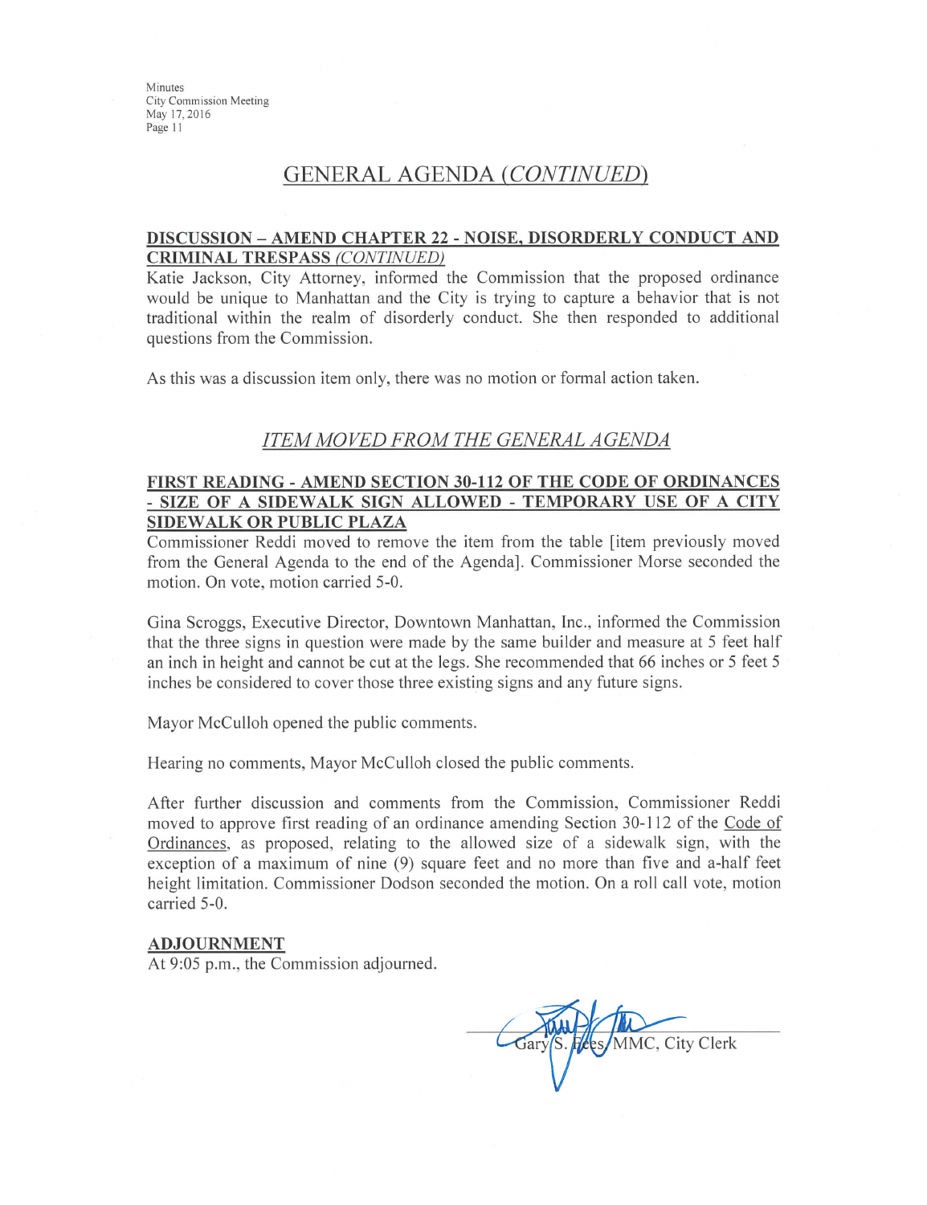# GENERAL AGENDA *(CONTINUED)*

**DISCUSSION – AMEND CHAPTER 22 - NOISE, DISORDERLY CONDUCT AND CRIMINAL TRESPASS** ***(CONTINUED)***

Katie Jackson, City Attorney, informed the Commission that the proposed ordinance would be unique to Manhattan and the City is trying to capture a behavior that is not traditional within the realm of disorderly conduct. She then responded to additional questions from the Commission.

As this was a discussion item only, there was no motion or formal action taken.

## *ITEM MOVED FROM THE GENERAL AGENDA*

**FIRST READING - AMEND SECTION 30-112 OF THE CODE OF ORDINANCES - SIZE OF A SIDEWALK SIGN ALLOWED - TEMPORARY USE OF A CITY SIDEWALK OR PUBLIC PLAZA**

Commissioner Reddi moved to remove the item from the table [item previously moved from the General Agenda to the end of the Agenda]. Commissioner Morse seconded the motion. On vote, motion carried 5-0.

Gina Scroggs, Executive Director, Downtown Manhattan, Inc., informed the Commission that the three signs in question were made by the same builder and measure at 5 feet half an inch in height and cannot be cut at the legs. She recommended that 66 inches or 5 feet 5 inches be considered to cover those three existing signs and any future signs.

Mayor McCulloh opened the public comments.

Hearing no comments, Mayor McCulloh closed the public comments.

After further discussion and comments from the Commission, Commissioner Reddi moved to approve first reading of an ordinance amending Section 30-112 of the Code of Ordinances, as proposed, relating to the allowed size of a sidewalk sign, with the exception of a maximum of nine (9) square feet and no more than five and a-half feet height limitation. Commissioner Dodson seconded the motion. On a roll call vote, motion carried 5-0.

**ADJOURNMENT**

At 9:05 p.m., the Commission adjourned.

Gary S. Fees, MMC, City Clerk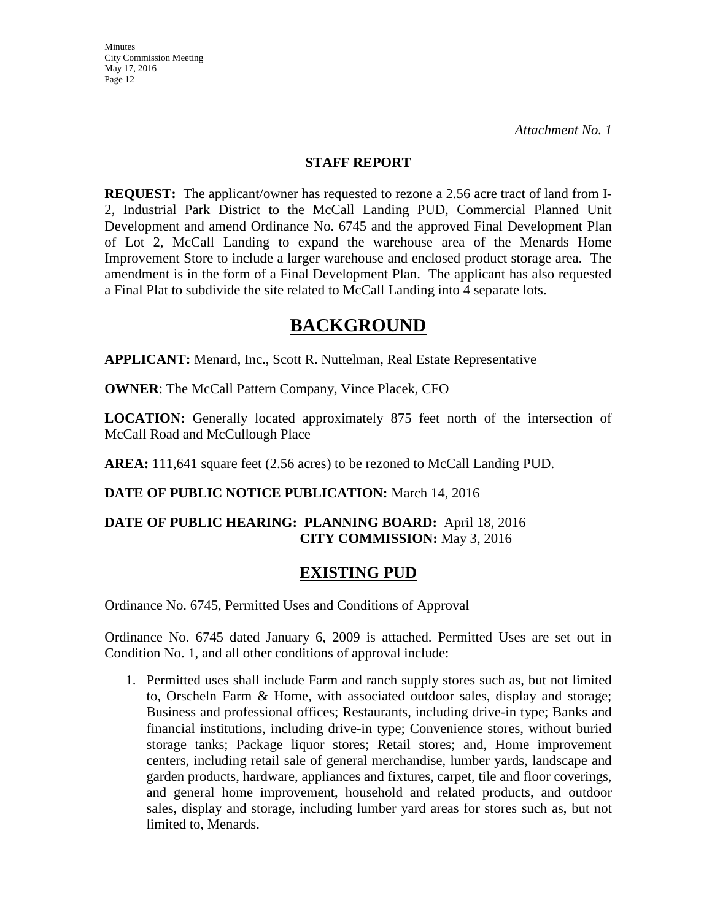*Attachment No. 1*

**STAFF REPORT**

**REQUEST:** The applicant/owner has requested to rezone a 2.56 acre tract of land from I-2, Industrial Park District to the McCall Landing PUD, Commercial Planned Unit Development and amend Ordinance No. 6745 and the approved Final Development Plan of Lot 2, McCall Landing to expand the warehouse area of the Menards Home Improvement Store to include a larger warehouse and enclosed product storage area. The amendment is in the form of a Final Development Plan. The applicant has also requested a Final Plat to subdivide the site related to McCall Landing into 4 separate lots.

# BACKGROUND

**APPLICANT:** Menard, Inc., Scott R. Nuttelman, Real Estate Representative

**OWNER**: The McCall Pattern Company, Vince Placek, CFO

**LOCATION:** Generally located approximately 875 feet north of the intersection of McCall Road and McCullough Place

**AREA:** 111,641 square feet (2.56 acres) to be rezoned to McCall Landing PUD.

**DATE OF PUBLIC NOTICE PUBLICATION:** March 14, 2016

**DATE OF PUBLIC HEARING: PLANNING BOARD:** April 18, 2016
**CITY COMMISSION:** May 3, 2016

## EXISTING PUD

Ordinance No. 6745, Permitted Uses and Conditions of Approval

Ordinance No. 6745 dated January 6, 2009 is attached. Permitted Uses are set out in Condition No. 1, and all other conditions of approval include:

1. Permitted uses shall include Farm and ranch supply stores such as, but not limited to, Orscheln Farm & Home, with associated outdoor sales, display and storage; Business and professional offices; Restaurants, including drive-in type; Banks and financial institutions, including drive-in type; Convenience stores, without buried storage tanks; Package liquor stores; Retail stores; and, Home improvement centers, including retail sale of general merchandise, lumber yards, landscape and garden products, hardware, appliances and fixtures, carpet, tile and floor coverings, and general home improvement, household and related products, and outdoor sales, display and storage, including lumber yard areas for stores such as, but not limited to, Menards.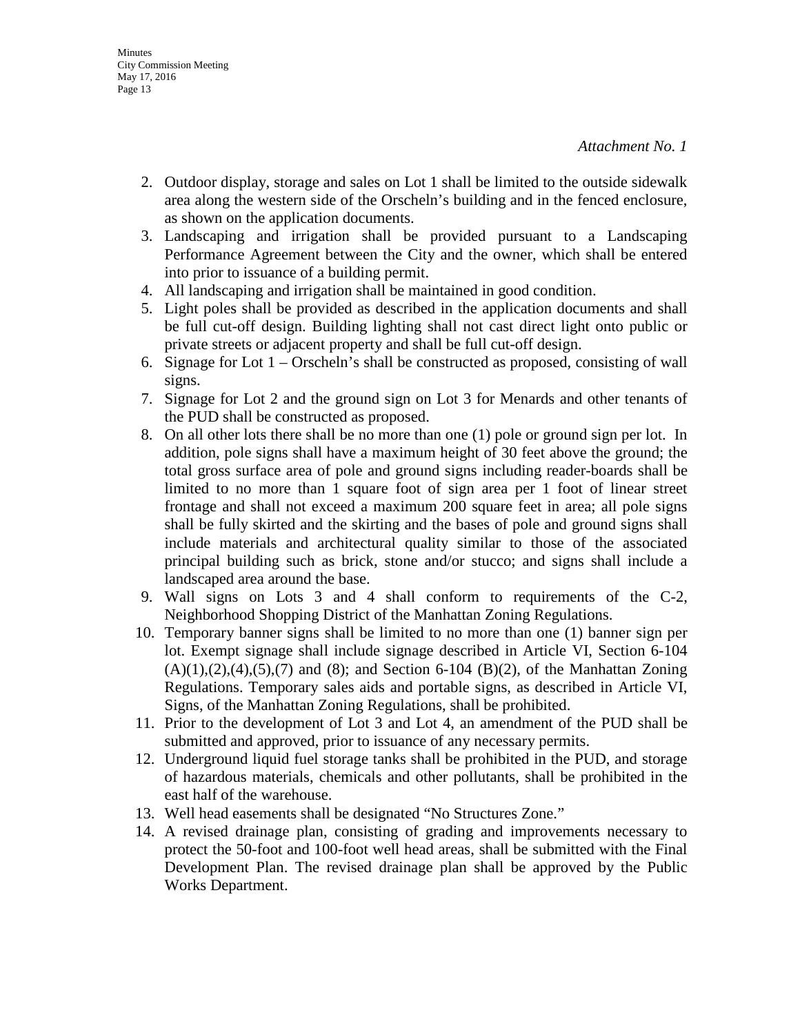*Attachment No. 1*

2. Outdoor display, storage and sales on Lot 1 shall be limited to the outside sidewalk area along the western side of the Orscheln's building and in the fenced enclosure, as shown on the application documents.
3. Landscaping and irrigation shall be provided pursuant to a Landscaping Performance Agreement between the City and the owner, which shall be entered into prior to issuance of a building permit.
4. All landscaping and irrigation shall be maintained in good condition.
5. Light poles shall be provided as described in the application documents and shall be full cut-off design. Building lighting shall not cast direct light onto public or private streets or adjacent property and shall be full cut-off design.
6. Signage for Lot 1 – Orscheln's shall be constructed as proposed, consisting of wall signs.
7. Signage for Lot 2 and the ground sign on Lot 3 for Menards and other tenants of the PUD shall be constructed as proposed.
8. On all other lots there shall be no more than one (1) pole or ground sign per lot. In addition, pole signs shall have a maximum height of 30 feet above the ground; the total gross surface area of pole and ground signs including reader-boards shall be limited to no more than 1 square foot of sign area per 1 foot of linear street frontage and shall not exceed a maximum 200 square feet in area; all pole signs shall be fully skirted and the skirting and the bases of pole and ground signs shall include materials and architectural quality similar to those of the associated principal building such as brick, stone and/or stucco; and signs shall include a landscaped area around the base.
9. Wall signs on Lots 3 and 4 shall conform to requirements of the C-2, Neighborhood Shopping District of the Manhattan Zoning Regulations.
10. Temporary banner signs shall be limited to no more than one (1) banner sign per lot. Exempt signage shall include signage described in Article VI, Section 6-104 (A)(1),(2),(4),(5),(7) and (8); and Section 6-104 (B)(2), of the Manhattan Zoning Regulations. Temporary sales aids and portable signs, as described in Article VI, Signs, of the Manhattan Zoning Regulations, shall be prohibited.
11. Prior to the development of Lot 3 and Lot 4, an amendment of the PUD shall be submitted and approved, prior to issuance of any necessary permits.
12. Underground liquid fuel storage tanks shall be prohibited in the PUD, and storage of hazardous materials, chemicals and other pollutants, shall be prohibited in the east half of the warehouse.
13. Well head easements shall be designated "No Structures Zone."
14. A revised drainage plan, consisting of grading and improvements necessary to protect the 50-foot and 100-foot well head areas, shall be submitted with the Final Development Plan. The revised drainage plan shall be approved by the Public Works Department.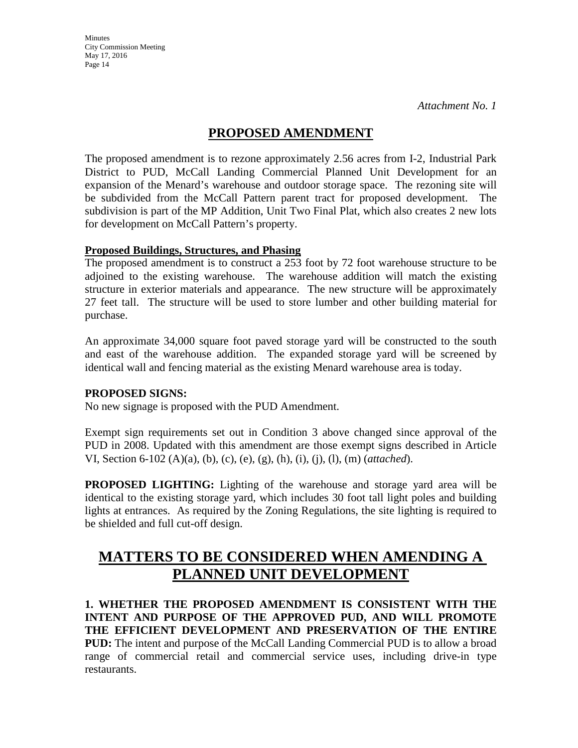*Attachment No. 1*

## PROPOSED AMENDMENT

The proposed amendment is to rezone approximately 2.56 acres from I-2, Industrial Park District to PUD, McCall Landing Commercial Planned Unit Development for an expansion of the Menard's warehouse and outdoor storage space. The rezoning site will be subdivided from the McCall Pattern parent tract for proposed development. The subdivision is part of the MP Addition, Unit Two Final Plat, which also creates 2 new lots for development on McCall Pattern's property.

**Proposed Buildings, Structures, and Phasing**

The proposed amendment is to construct a 253 foot by 72 foot warehouse structure to be adjoined to the existing warehouse. The warehouse addition will match the existing structure in exterior materials and appearance. The new structure will be approximately 27 feet tall. The structure will be used to store lumber and other building material for purchase.

An approximate 34,000 square foot paved storage yard will be constructed to the south and east of the warehouse addition. The expanded storage yard will be screened by identical wall and fencing material as the existing Menard warehouse area is today.

**PROPOSED SIGNS:**

No new signage is proposed with the PUD Amendment.

Exempt sign requirements set out in Condition 3 above changed since approval of the PUD in 2008. Updated with this amendment are those exempt signs described in Article VI, Section 6-102 (A)(a), (b), (c), (e), (g), (h), (i), (j), (l), (m) (*attached*).

**PROPOSED LIGHTING:** Lighting of the warehouse and storage yard area will be identical to the existing storage yard, which includes 30 foot tall light poles and building lights at entrances. As required by the Zoning Regulations, the site lighting is required to be shielded and full cut-off design.

## MATTERS TO BE CONSIDERED WHEN AMENDING A PLANNED UNIT DEVELOPMENT

**1. WHETHER THE PROPOSED AMENDMENT IS CONSISTENT WITH THE INTENT AND PURPOSE OF THE APPROVED PUD, AND WILL PROMOTE THE EFFICIENT DEVELOPMENT AND PRESERVATION OF THE ENTIRE PUD:** The intent and purpose of the McCall Landing Commercial PUD is to allow a broad range of commercial retail and commercial service uses, including drive-in type restaurants.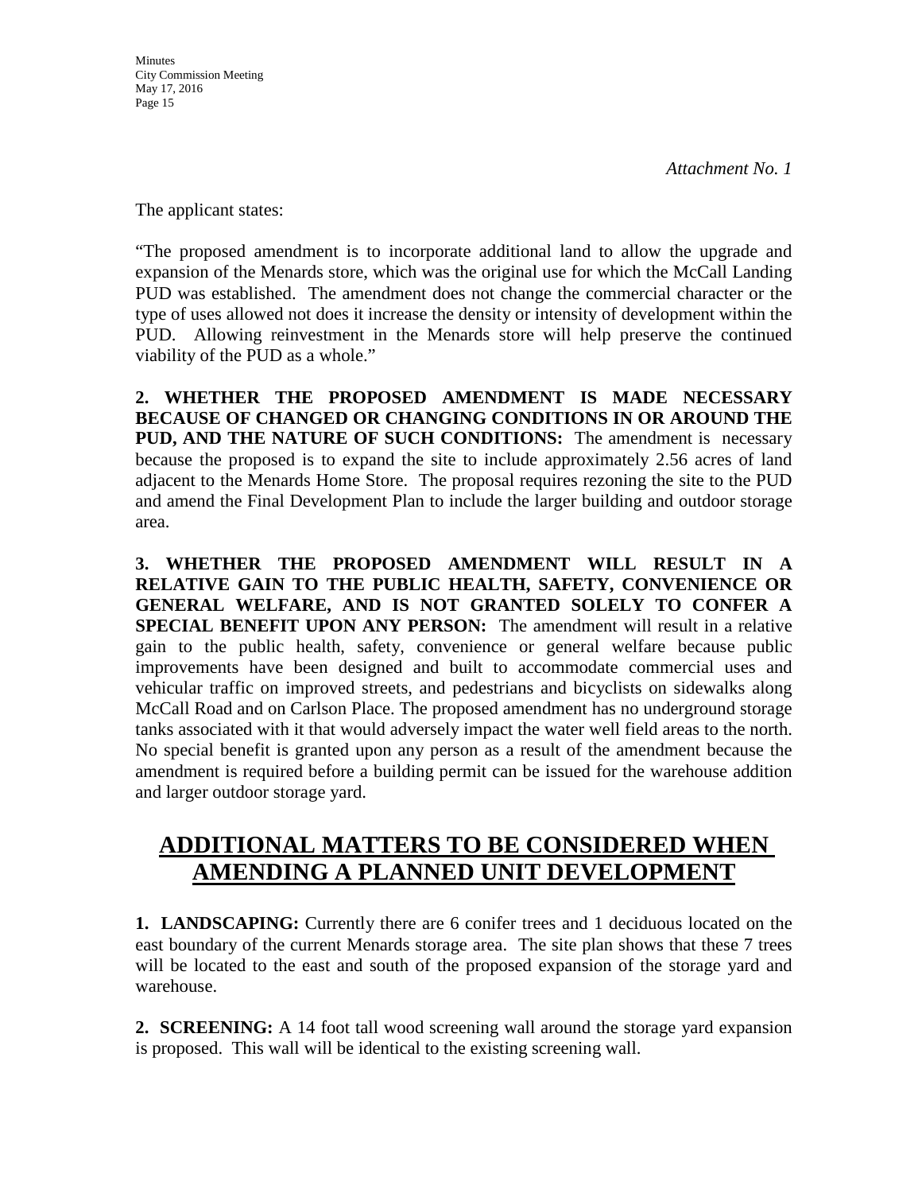*Attachment No. 1*

The applicant states:

"The proposed amendment is to incorporate additional land to allow the upgrade and expansion of the Menards store, which was the original use for which the McCall Landing PUD was established. The amendment does not change the commercial character or the type of uses allowed not does it increase the density or intensity of development within the PUD. Allowing reinvestment in the Menards store will help preserve the continued viability of the PUD as a whole."

**2. WHETHER THE PROPOSED AMENDMENT IS MADE NECESSARY BECAUSE OF CHANGED OR CHANGING CONDITIONS IN OR AROUND THE PUD, AND THE NATURE OF SUCH CONDITIONS:** The amendment is necessary because the proposed is to expand the site to include approximately 2.56 acres of land adjacent to the Menards Home Store. The proposal requires rezoning the site to the PUD and amend the Final Development Plan to include the larger building and outdoor storage area.

**3. WHETHER THE PROPOSED AMENDMENT WILL RESULT IN A RELATIVE GAIN TO THE PUBLIC HEALTH, SAFETY, CONVENIENCE OR GENERAL WELFARE, AND IS NOT GRANTED SOLELY TO CONFER A SPECIAL BENEFIT UPON ANY PERSON:** The amendment will result in a relative gain to the public health, safety, convenience or general welfare because public improvements have been designed and built to accommodate commercial uses and vehicular traffic on improved streets, and pedestrians and bicyclists on sidewalks along McCall Road and on Carlson Place. The proposed amendment has no underground storage tanks associated with it that would adversely impact the water well field areas to the north. No special benefit is granted upon any person as a result of the amendment because the amendment is required before a building permit can be issued for the warehouse addition and larger outdoor storage yard.

## ADDITIONAL MATTERS TO BE CONSIDERED WHEN AMENDING A PLANNED UNIT DEVELOPMENT

**1. LANDSCAPING:** Currently there are 6 conifer trees and 1 deciduous located on the east boundary of the current Menards storage area. The site plan shows that these 7 trees will be located to the east and south of the proposed expansion of the storage yard and warehouse.

**2. SCREENING:** A 14 foot tall wood screening wall around the storage yard expansion is proposed. This wall will be identical to the existing screening wall.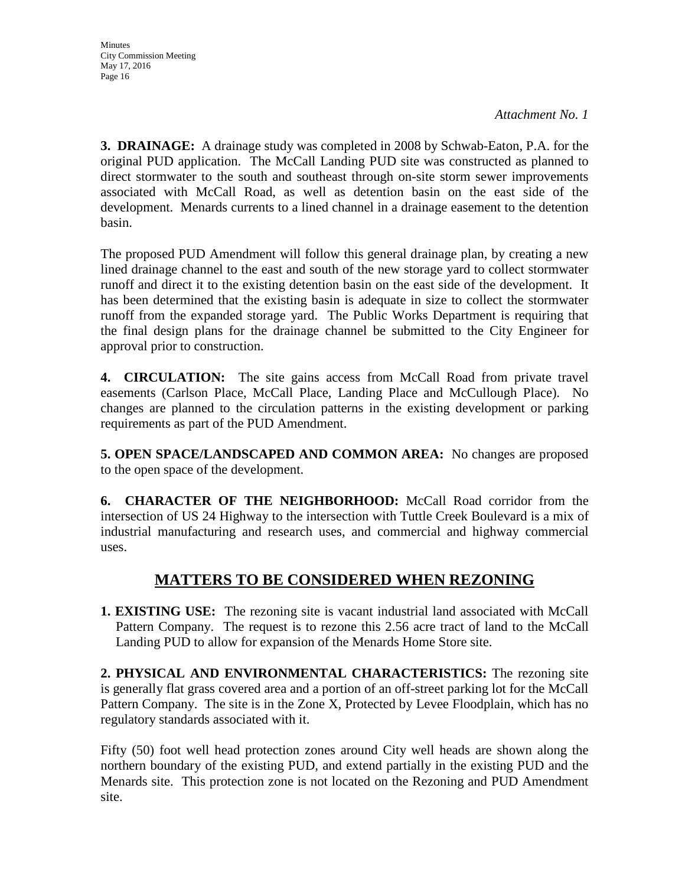*Attachment No. 1*

**3. DRAINAGE:** A drainage study was completed in 2008 by Schwab-Eaton, P.A. for the original PUD application. The McCall Landing PUD site was constructed as planned to direct stormwater to the south and southeast through on-site storm sewer improvements associated with McCall Road, as well as detention basin on the east side of the development. Menards currents to a lined channel in a drainage easement to the detention basin.

The proposed PUD Amendment will follow this general drainage plan, by creating a new lined drainage channel to the east and south of the new storage yard to collect stormwater runoff and direct it to the existing detention basin on the east side of the development. It has been determined that the existing basin is adequate in size to collect the stormwater runoff from the expanded storage yard. The Public Works Department is requiring that the final design plans for the drainage channel be submitted to the City Engineer for approval prior to construction.

**4. CIRCULATION:** The site gains access from McCall Road from private travel easements (Carlson Place, McCall Place, Landing Place and McCullough Place). No changes are planned to the circulation patterns in the existing development or parking requirements as part of the PUD Amendment.

**5. OPEN SPACE/LANDSCAPED AND COMMON AREA:** No changes are proposed to the open space of the development.

**6. CHARACTER OF THE NEIGHBORHOOD:** McCall Road corridor from the intersection of US 24 Highway to the intersection with Tuttle Creek Boulevard is a mix of industrial manufacturing and research uses, and commercial and highway commercial uses.

## MATTERS TO BE CONSIDERED WHEN REZONING

**1. EXISTING USE:** The rezoning site is vacant industrial land associated with McCall Pattern Company. The request is to rezone this 2.56 acre tract of land to the McCall Landing PUD to allow for expansion of the Menards Home Store site.

**2. PHYSICAL AND ENVIRONMENTAL CHARACTERISTICS:** The rezoning site is generally flat grass covered area and a portion of an off-street parking lot for the McCall Pattern Company. The site is in the Zone X, Protected by Levee Floodplain, which has no regulatory standards associated with it.

Fifty (50) foot well head protection zones around City well heads are shown along the northern boundary of the existing PUD, and extend partially in the existing PUD and the Menards site. This protection zone is not located on the Rezoning and PUD Amendment site.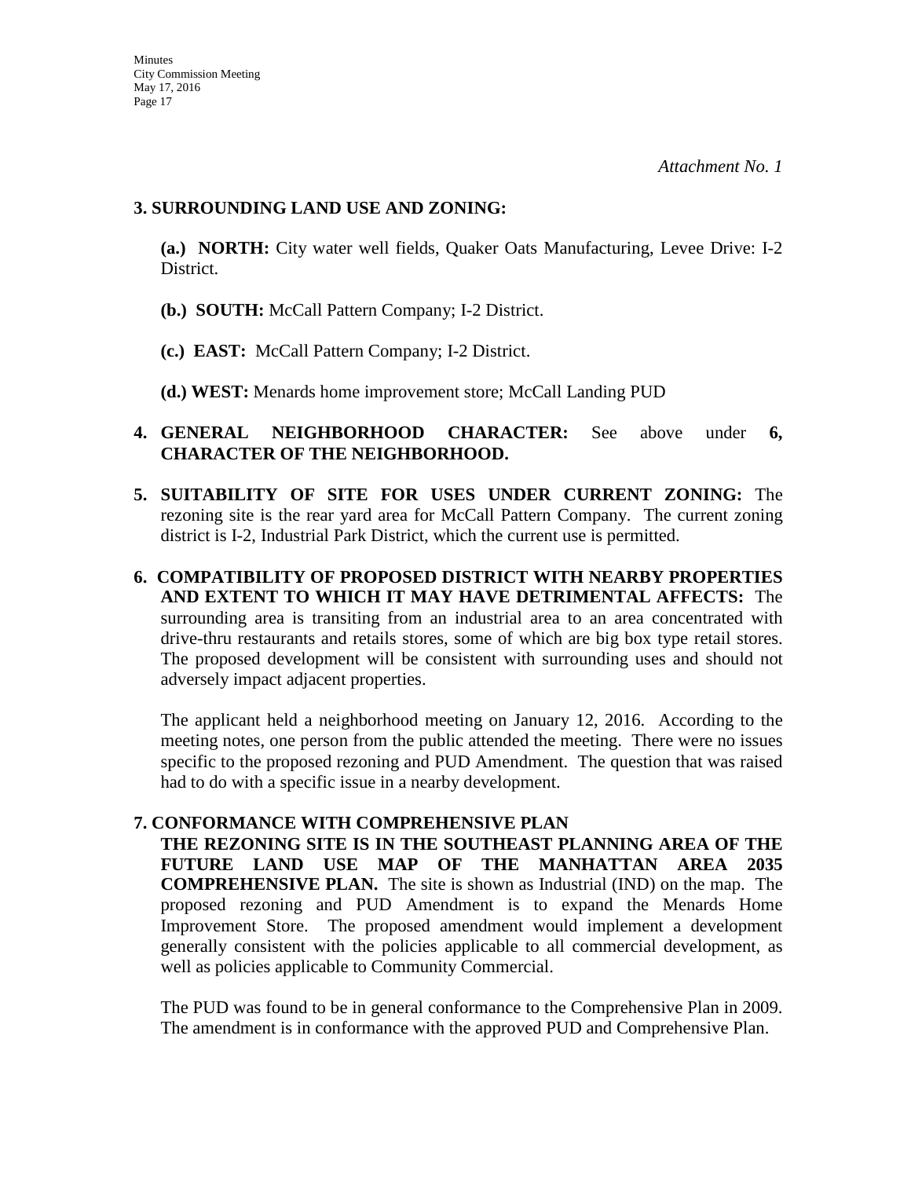*Attachment No. 1*

**3. SURROUNDING LAND USE AND ZONING:**

**(a.) NORTH:** City water well fields, Quaker Oats Manufacturing, Levee Drive: I-2 District.

**(b.) SOUTH:** McCall Pattern Company; I-2 District.

**(c.) EAST:** McCall Pattern Company; I-2 District.

**(d.) WEST:** Menards home improvement store; McCall Landing PUD

**4. GENERAL NEIGHBORHOOD CHARACTER:** See above under **6, CHARACTER OF THE NEIGHBORHOOD.**

**5. SUITABILITY OF SITE FOR USES UNDER CURRENT ZONING:** The rezoning site is the rear yard area for McCall Pattern Company. The current zoning district is I-2, Industrial Park District, which the current use is permitted.

**6. COMPATIBILITY OF PROPOSED DISTRICT WITH NEARBY PROPERTIES AND EXTENT TO WHICH IT MAY HAVE DETRIMENTAL AFFECTS:** The surrounding area is transiting from an industrial area to an area concentrated with drive-thru restaurants and retails stores, some of which are big box type retail stores. The proposed development will be consistent with surrounding uses and should not adversely impact adjacent properties.

The applicant held a neighborhood meeting on January 12, 2016. According to the meeting notes, one person from the public attended the meeting. There were no issues specific to the proposed rezoning and PUD Amendment. The question that was raised had to do with a specific issue in a nearby development.

**7. CONFORMANCE WITH COMPREHENSIVE PLAN**

**THE REZONING SITE IS IN THE SOUTHEAST PLANNING AREA OF THE FUTURE LAND USE MAP OF THE MANHATTAN AREA 2035 COMPREHENSIVE PLAN.** The site is shown as Industrial (IND) on the map. The proposed rezoning and PUD Amendment is to expand the Menards Home Improvement Store. The proposed amendment would implement a development generally consistent with the policies applicable to all commercial development, as well as policies applicable to Community Commercial.

The PUD was found to be in general conformance to the Comprehensive Plan in 2009. The amendment is in conformance with the approved PUD and Comprehensive Plan.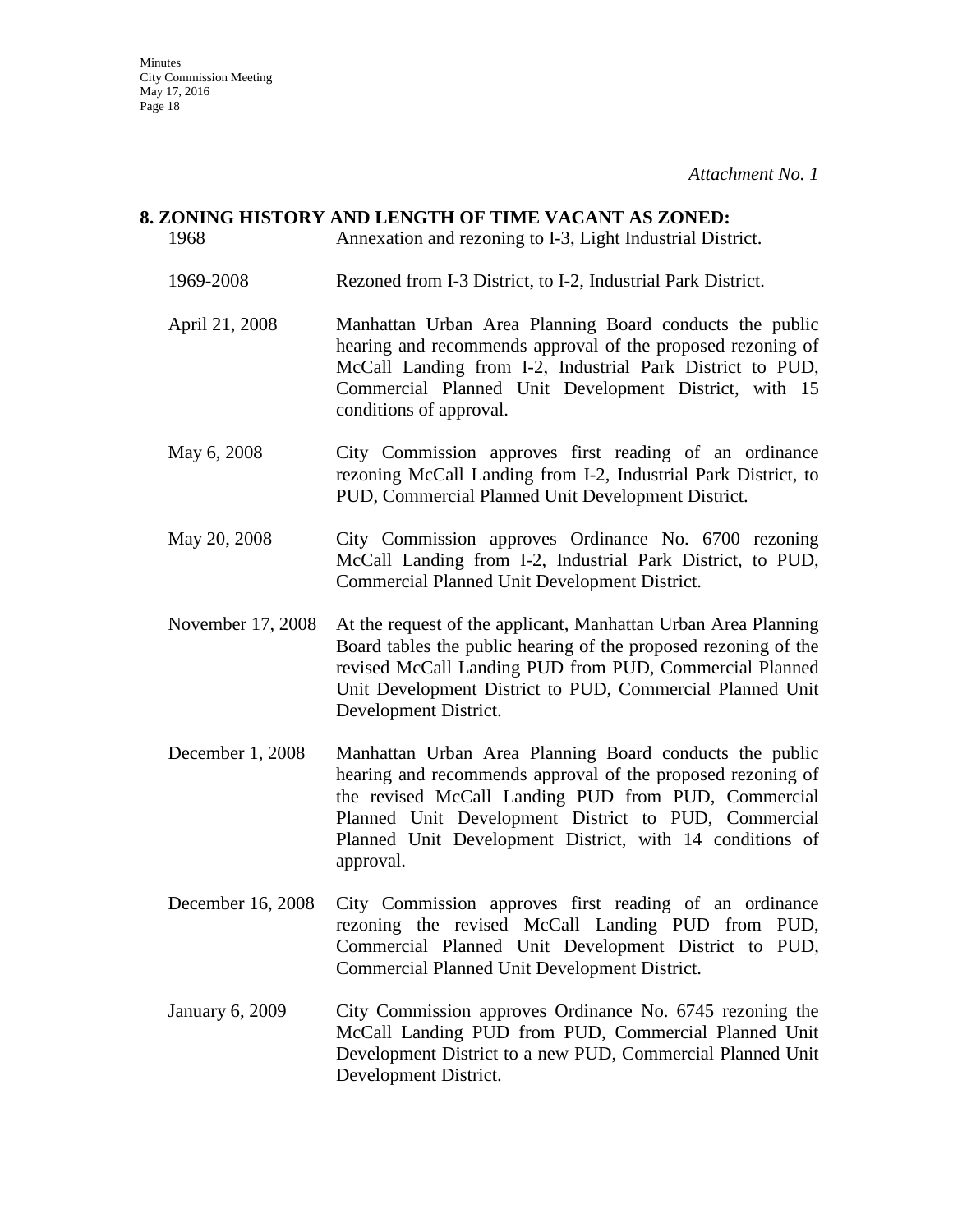*Attachment No. 1*

**8. ZONING HISTORY AND LENGTH OF TIME VACANT AS ZONED:**

| | |
|---|---|
| 1968 | Annexation and rezoning to I-3, Light Industrial District. |
| 1969-2008 | Rezoned from I-3 District, to I-2, Industrial Park District. |
| April 21, 2008 | Manhattan Urban Area Planning Board conducts the public hearing and recommends approval of the proposed rezoning of McCall Landing from I-2, Industrial Park District to PUD, Commercial Planned Unit Development District, with 15 conditions of approval. |
| May 6, 2008 | City Commission approves first reading of an ordinance rezoning McCall Landing from I-2, Industrial Park District, to PUD, Commercial Planned Unit Development District. |
| May 20, 2008 | City Commission approves Ordinance No. 6700 rezoning McCall Landing from I-2, Industrial Park District, to PUD, Commercial Planned Unit Development District. |
| November 17, 2008 | At the request of the applicant, Manhattan Urban Area Planning Board tables the public hearing of the proposed rezoning of the revised McCall Landing PUD from PUD, Commercial Planned Unit Development District to PUD, Commercial Planned Unit Development District. |
| December 1, 2008 | Manhattan Urban Area Planning Board conducts the public hearing and recommends approval of the proposed rezoning of the revised McCall Landing PUD from PUD, Commercial Planned Unit Development District to PUD, Commercial Planned Unit Development District, with 14 conditions of approval. |
| December 16, 2008 | City Commission approves first reading of an ordinance rezoning the revised McCall Landing PUD from PUD, Commercial Planned Unit Development District to PUD, Commercial Planned Unit Development District. |
| January 6, 2009 | City Commission approves Ordinance No. 6745 rezoning the McCall Landing PUD from PUD, Commercial Planned Unit Development District to a new PUD, Commercial Planned Unit Development District. |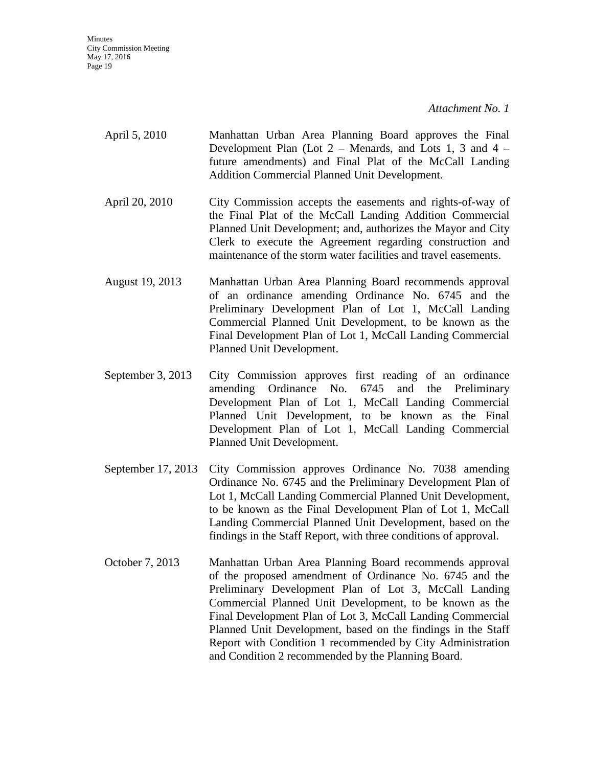*Attachment No. 1*

| | |
|---|---|
| April 5, 2010 | Manhattan Urban Area Planning Board approves the Final Development Plan (Lot 2 – Menards, and Lots 1, 3 and 4 – future amendments) and Final Plat of the McCall Landing Addition Commercial Planned Unit Development. |
| April 20, 2010 | City Commission accepts the easements and rights-of-way of the Final Plat of the McCall Landing Addition Commercial Planned Unit Development; and, authorizes the Mayor and City Clerk to execute the Agreement regarding construction and maintenance of the storm water facilities and travel easements. |
| August 19, 2013 | Manhattan Urban Area Planning Board recommends approval of an ordinance amending Ordinance No. 6745 and the Preliminary Development Plan of Lot 1, McCall Landing Commercial Planned Unit Development, to be known as the Final Development Plan of Lot 1, McCall Landing Commercial Planned Unit Development. |
| September 3, 2013 | City Commission approves first reading of an ordinance amending Ordinance No. 6745 and the Preliminary Development Plan of Lot 1, McCall Landing Commercial Planned Unit Development, to be known as the Final Development Plan of Lot 1, McCall Landing Commercial Planned Unit Development. |
| September 17, 2013 | City Commission approves Ordinance No. 7038 amending Ordinance No. 6745 and the Preliminary Development Plan of Lot 1, McCall Landing Commercial Planned Unit Development, to be known as the Final Development Plan of Lot 1, McCall Landing Commercial Planned Unit Development, based on the findings in the Staff Report, with three conditions of approval. |
| October 7, 2013 | Manhattan Urban Area Planning Board recommends approval of the proposed amendment of Ordinance No. 6745 and the Preliminary Development Plan of Lot 3, McCall Landing Commercial Planned Unit Development, to be known as the Final Development Plan of Lot 3, McCall Landing Commercial Planned Unit Development, based on the findings in the Staff Report with Condition 1 recommended by City Administration and Condition 2 recommended by the Planning Board. |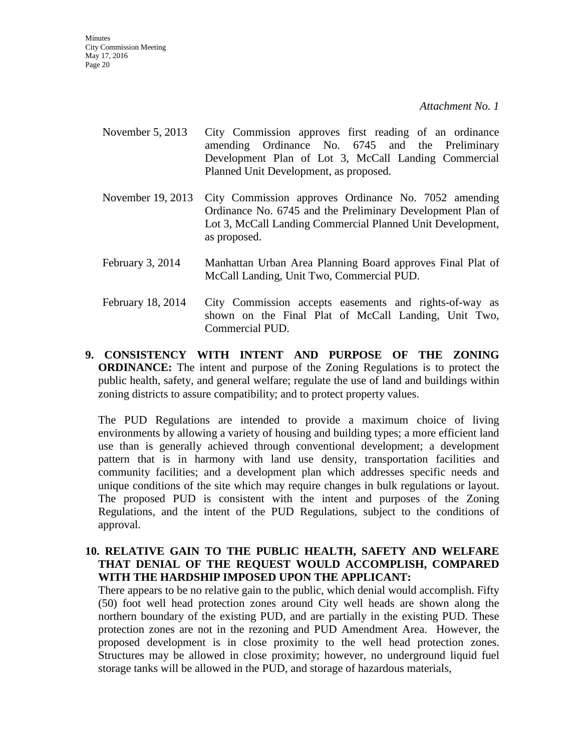*Attachment No. 1*

| | |
|---|---|
| November 5, 2013 | City Commission approves first reading of an ordinance amending Ordinance No. 6745 and the Preliminary Development Plan of Lot 3, McCall Landing Commercial Planned Unit Development, as proposed. |
| November 19, 2013 | City Commission approves Ordinance No. 7052 amending Ordinance No. 6745 and the Preliminary Development Plan of Lot 3, McCall Landing Commercial Planned Unit Development, as proposed. |
| February 3, 2014 | Manhattan Urban Area Planning Board approves Final Plat of McCall Landing, Unit Two, Commercial PUD. |
| February 18, 2014 | City Commission accepts easements and rights-of-way as shown on the Final Plat of McCall Landing, Unit Two, Commercial PUD. |

**9. CONSISTENCY WITH INTENT AND PURPOSE OF THE ZONING ORDINANCE:** The intent and purpose of the Zoning Regulations is to protect the public health, safety, and general welfare; regulate the use of land and buildings within zoning districts to assure compatibility; and to protect property values.

The PUD Regulations are intended to provide a maximum choice of living environments by allowing a variety of housing and building types; a more efficient land use than is generally achieved through conventional development; a development pattern that is in harmony with land use density, transportation facilities and community facilities; and a development plan which addresses specific needs and unique conditions of the site which may require changes in bulk regulations or layout. The proposed PUD is consistent with the intent and purposes of the Zoning Regulations, and the intent of the PUD Regulations, subject to the conditions of approval.

**10. RELATIVE GAIN TO THE PUBLIC HEALTH, SAFETY AND WELFARE THAT DENIAL OF THE REQUEST WOULD ACCOMPLISH, COMPARED WITH THE HARDSHIP IMPOSED UPON THE APPLICANT:**

There appears to be no relative gain to the public, which denial would accomplish. Fifty (50) foot well head protection zones around City well heads are shown along the northern boundary of the existing PUD, and are partially in the existing PUD. These protection zones are not in the rezoning and PUD Amendment Area. However, the proposed development is in close proximity to the well head protection zones. Structures may be allowed in close proximity; however, no underground liquid fuel storage tanks will be allowed in the PUD, and storage of hazardous materials,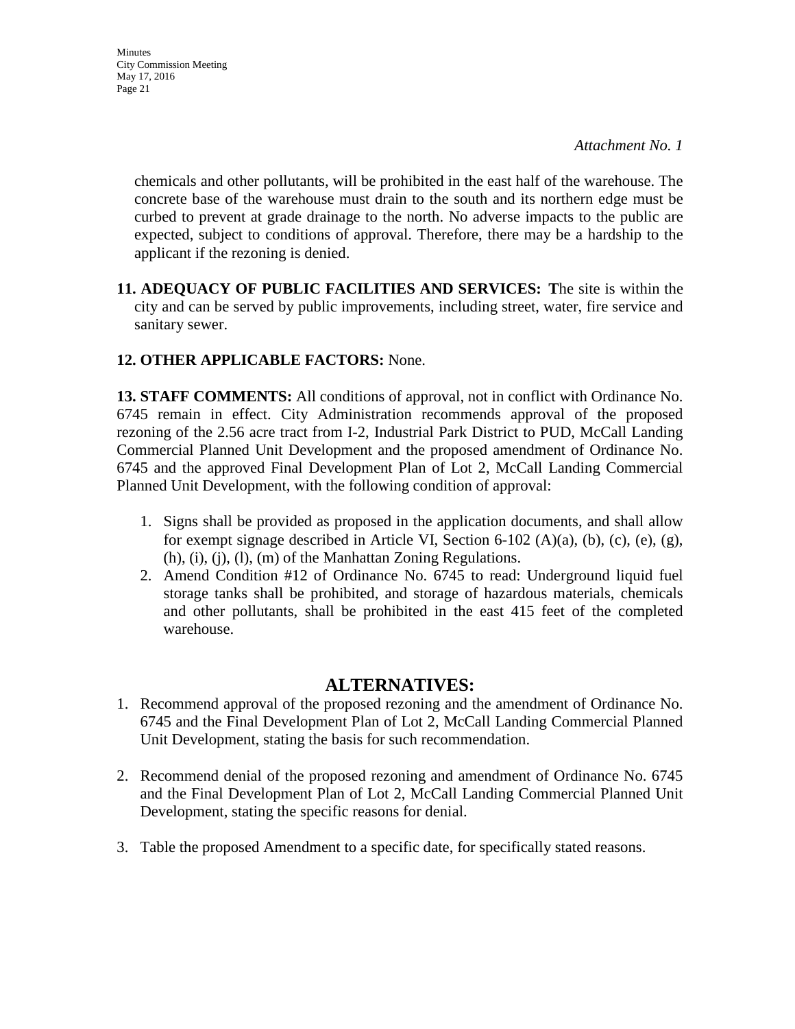*Attachment No. 1*

chemicals and other pollutants, will be prohibited in the east half of the warehouse. The concrete base of the warehouse must drain to the south and its northern edge must be curbed to prevent at grade drainage to the north. No adverse impacts to the public are expected, subject to conditions of approval. Therefore, there may be a hardship to the applicant if the rezoning is denied.

**11. ADEQUACY OF PUBLIC FACILITIES AND SERVICES: T**he site is within the city and can be served by public improvements, including street, water, fire service and sanitary sewer.

**12. OTHER APPLICABLE FACTORS:** None.

**13. STAFF COMMENTS:** All conditions of approval, not in conflict with Ordinance No. 6745 remain in effect. City Administration recommends approval of the proposed rezoning of the 2.56 acre tract from I-2, Industrial Park District to PUD, McCall Landing Commercial Planned Unit Development and the proposed amendment of Ordinance No. 6745 and the approved Final Development Plan of Lot 2, McCall Landing Commercial Planned Unit Development, with the following condition of approval:

1. Signs shall be provided as proposed in the application documents, and shall allow for exempt signage described in Article VI, Section 6-102 (A)(a), (b), (c), (e), (g), (h), (i), (j), (l), (m) of the Manhattan Zoning Regulations.
2. Amend Condition #12 of Ordinance No. 6745 to read: Underground liquid fuel storage tanks shall be prohibited, and storage of hazardous materials, chemicals and other pollutants, shall be prohibited in the east 415 feet of the completed warehouse.

## ALTERNATIVES:

1. Recommend approval of the proposed rezoning and the amendment of Ordinance No. 6745 and the Final Development Plan of Lot 2, McCall Landing Commercial Planned Unit Development, stating the basis for such recommendation.

2. Recommend denial of the proposed rezoning and amendment of Ordinance No. 6745 and the Final Development Plan of Lot 2, McCall Landing Commercial Planned Unit Development, stating the specific reasons for denial.

3. Table the proposed Amendment to a specific date, for specifically stated reasons.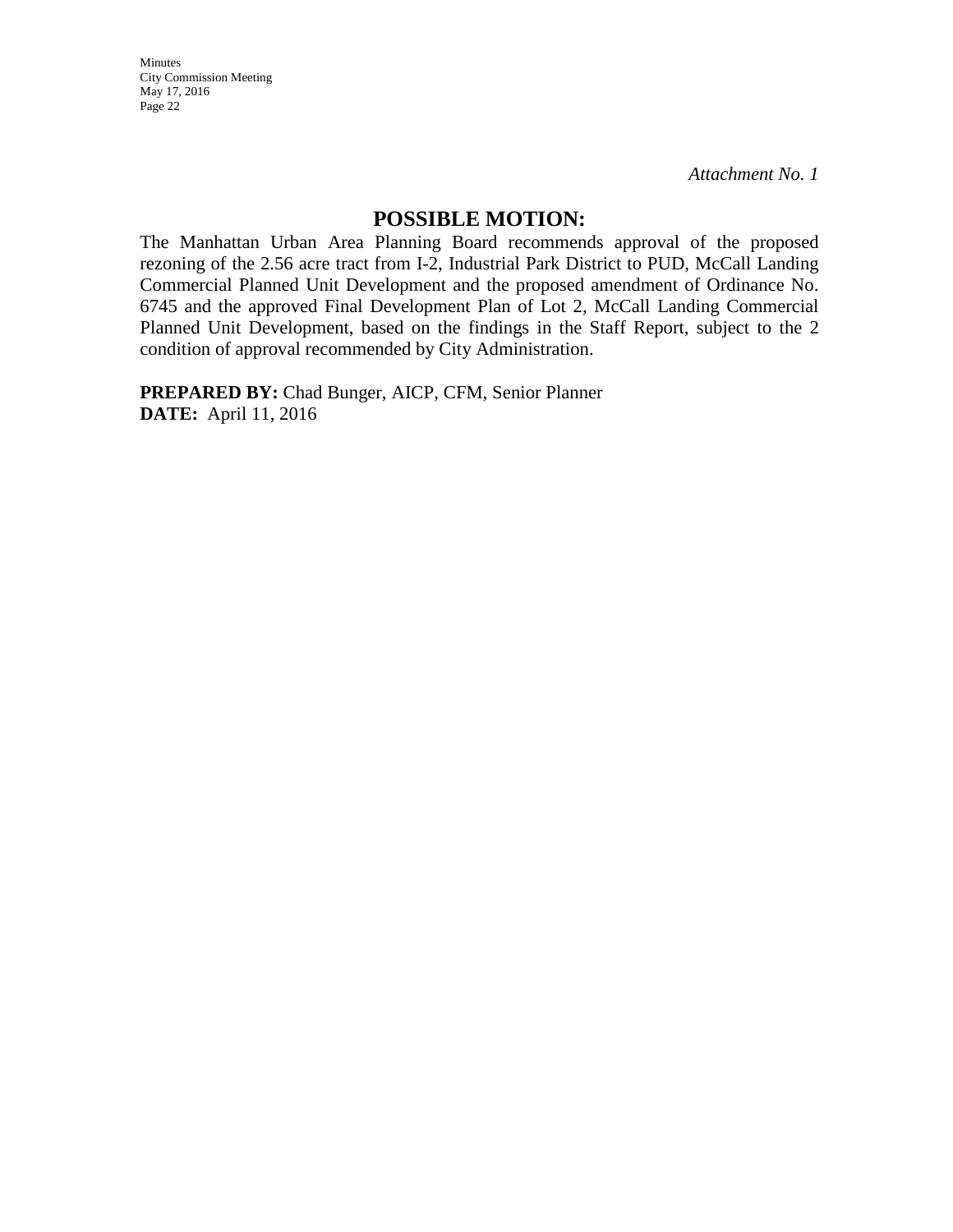*Attachment No. 1*

## POSSIBLE MOTION:

The Manhattan Urban Area Planning Board recommends approval of the proposed rezoning of the 2.56 acre tract from I-2, Industrial Park District to PUD, McCall Landing Commercial Planned Unit Development and the proposed amendment of Ordinance No. 6745 and the approved Final Development Plan of Lot 2, McCall Landing Commercial Planned Unit Development, based on the findings in the Staff Report, subject to the 2 condition of approval recommended by City Administration.

**PREPARED BY:** Chad Bunger, AICP, CFM, Senior Planner
**DATE:** April 11, 2016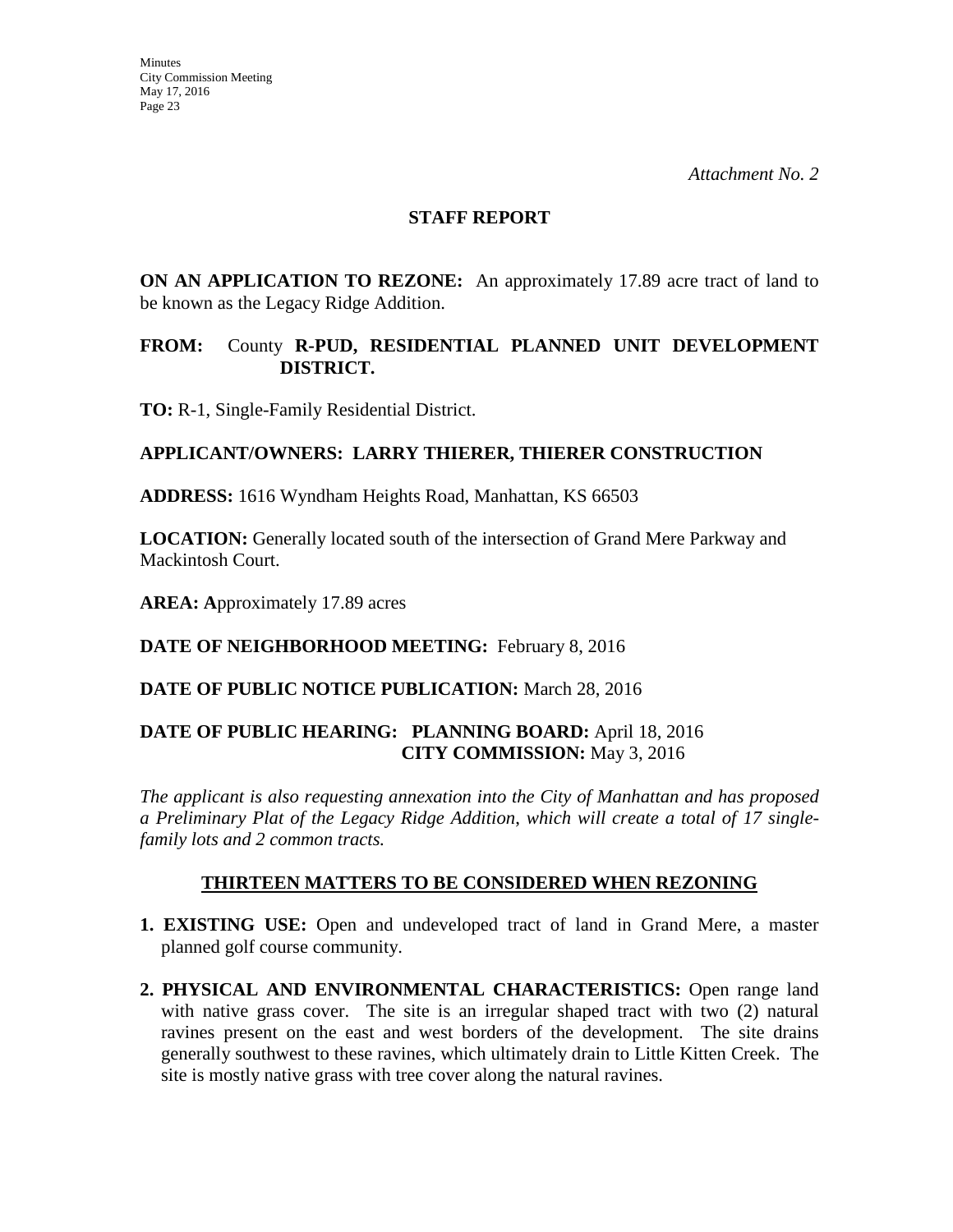*Attachment No. 2*

## STAFF REPORT

**ON AN APPLICATION TO REZONE:** An approximately 17.89 acre tract of land to be known as the Legacy Ridge Addition.

**FROM:** County **R-PUD, RESIDENTIAL PLANNED UNIT DEVELOPMENT DISTRICT.**

**TO:** R-1, Single-Family Residential District.

**APPLICANT/OWNERS: LARRY THIERER, THIERER CONSTRUCTION**

**ADDRESS:** 1616 Wyndham Heights Road, Manhattan, KS 66503

**LOCATION:** Generally located south of the intersection of Grand Mere Parkway and Mackintosh Court.

**AREA: A**pproximately 17.89 acres

**DATE OF NEIGHBORHOOD MEETING:** February 8, 2016

**DATE OF PUBLIC NOTICE PUBLICATION:** March 28, 2016

**DATE OF PUBLIC HEARING: PLANNING BOARD:** April 18, 2016
**CITY COMMISSION:** May 3, 2016

*The applicant is also requesting annexation into the City of Manhattan and has proposed a Preliminary Plat of the Legacy Ridge Addition, which will create a total of 17 single-family lots and 2 common tracts.*

### THIRTEEN MATTERS TO BE CONSIDERED WHEN REZONING

1. **EXISTING USE:** Open and undeveloped tract of land in Grand Mere, a master planned golf course community.

2. **PHYSICAL AND ENVIRONMENTAL CHARACTERISTICS:** Open range land with native grass cover. The site is an irregular shaped tract with two (2) natural ravines present on the east and west borders of the development. The site drains generally southwest to these ravines, which ultimately drain to Little Kitten Creek. The site is mostly native grass with tree cover along the natural ravines.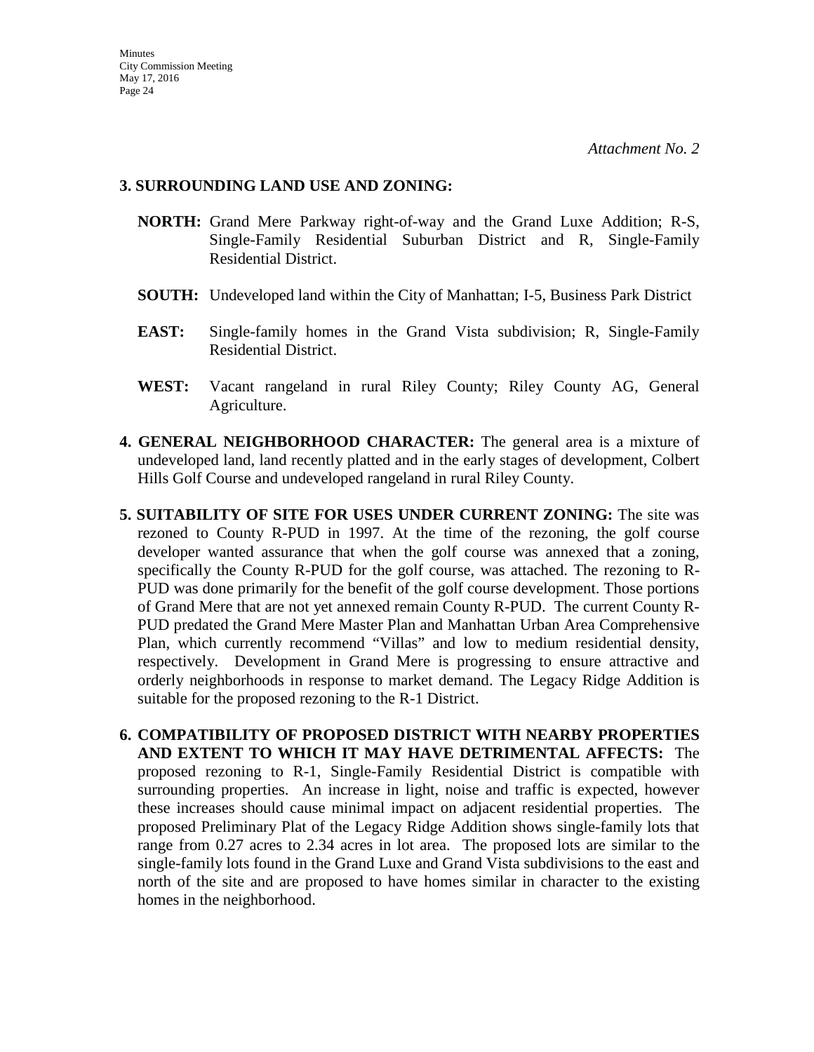*Attachment No. 2*

**3. SURROUNDING LAND USE AND ZONING:**

**NORTH:** Grand Mere Parkway right-of-way and the Grand Luxe Addition; R-S, Single-Family Residential Suburban District and R, Single-Family Residential District.

**SOUTH:** Undeveloped land within the City of Manhattan; I-5, Business Park District

**EAST:** Single-family homes in the Grand Vista subdivision; R, Single-Family Residential District.

**WEST:** Vacant rangeland in rural Riley County; Riley County AG, General Agriculture.

**4. GENERAL NEIGHBORHOOD CHARACTER:** The general area is a mixture of undeveloped land, land recently platted and in the early stages of development, Colbert Hills Golf Course and undeveloped rangeland in rural Riley County.

**5. SUITABILITY OF SITE FOR USES UNDER CURRENT ZONING:** The site was rezoned to County R-PUD in 1997. At the time of the rezoning, the golf course developer wanted assurance that when the golf course was annexed that a zoning, specifically the County R-PUD for the golf course, was attached. The rezoning to R-PUD was done primarily for the benefit of the golf course development. Those portions of Grand Mere that are not yet annexed remain County R-PUD. The current County R-PUD predated the Grand Mere Master Plan and Manhattan Urban Area Comprehensive Plan, which currently recommend "Villas" and low to medium residential density, respectively. Development in Grand Mere is progressing to ensure attractive and orderly neighborhoods in response to market demand. The Legacy Ridge Addition is suitable for the proposed rezoning to the R-1 District.

**6. COMPATIBILITY OF PROPOSED DISTRICT WITH NEARBY PROPERTIES AND EXTENT TO WHICH IT MAY HAVE DETRIMENTAL AFFECTS:** The proposed rezoning to R-1, Single-Family Residential District is compatible with surrounding properties. An increase in light, noise and traffic is expected, however these increases should cause minimal impact on adjacent residential properties. The proposed Preliminary Plat of the Legacy Ridge Addition shows single-family lots that range from 0.27 acres to 2.34 acres in lot area. The proposed lots are similar to the single-family lots found in the Grand Luxe and Grand Vista subdivisions to the east and north of the site and are proposed to have homes similar in character to the existing homes in the neighborhood.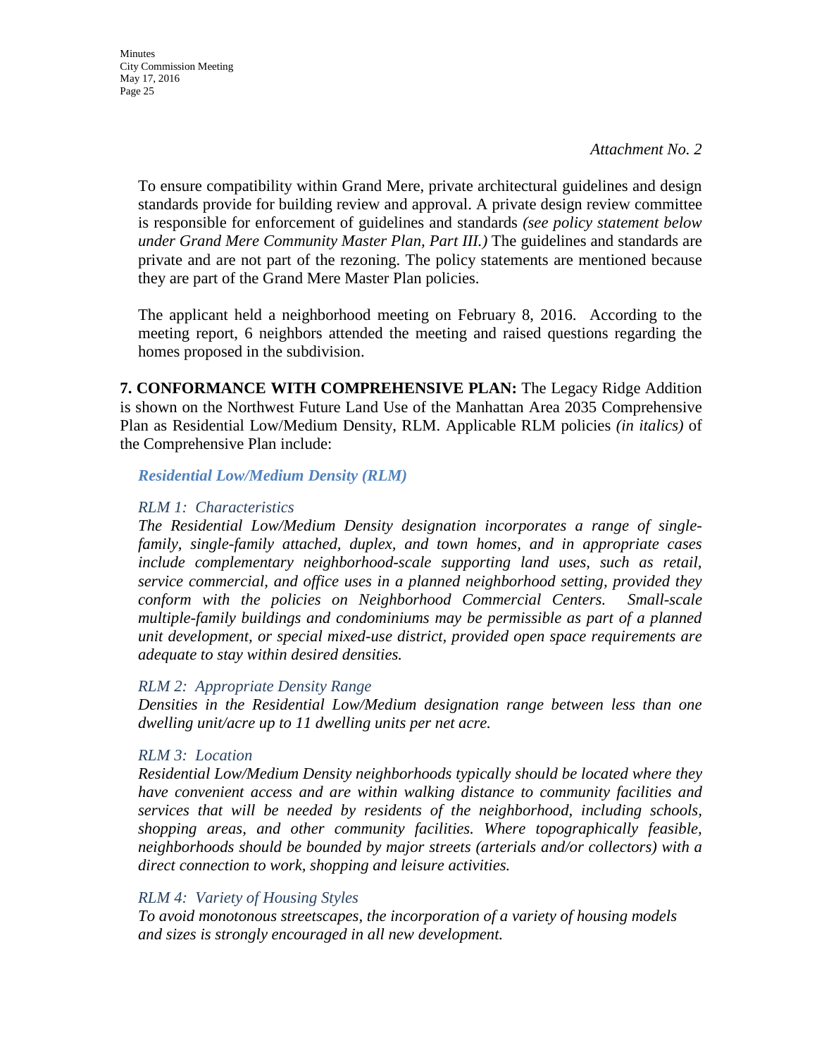*Attachment No. 2*

To ensure compatibility within Grand Mere, private architectural guidelines and design standards provide for building review and approval. A private design review committee is responsible for enforcement of guidelines and standards *(see policy statement below under Grand Mere Community Master Plan, Part III.)* The guidelines and standards are private and are not part of the rezoning. The policy statements are mentioned because they are part of the Grand Mere Master Plan policies.

The applicant held a neighborhood meeting on February 8, 2016. According to the meeting report, 6 neighbors attended the meeting and raised questions regarding the homes proposed in the subdivision.

**7. CONFORMANCE WITH COMPREHENSIVE PLAN:** The Legacy Ridge Addition is shown on the Northwest Future Land Use of the Manhattan Area 2035 Comprehensive Plan as Residential Low/Medium Density, RLM. Applicable RLM policies *(in italics)* of the Comprehensive Plan include:

***Residential Low/Medium Density (RLM)***

*RLM 1: Characteristics*

*The Residential Low/Medium Density designation incorporates a range of single-family, single-family attached, duplex, and town homes, and in appropriate cases include complementary neighborhood-scale supporting land uses, such as retail, service commercial, and office uses in a planned neighborhood setting, provided they conform with the policies on Neighborhood Commercial Centers. Small-scale multiple-family buildings and condominiums may be permissible as part of a planned unit development, or special mixed-use district, provided open space requirements are adequate to stay within desired densities.*

*RLM 2: Appropriate Density Range*

*Densities in the Residential Low/Medium designation range between less than one dwelling unit/acre up to 11 dwelling units per net acre.*

*RLM 3: Location*

*Residential Low/Medium Density neighborhoods typically should be located where they have convenient access and are within walking distance to community facilities and services that will be needed by residents of the neighborhood, including schools, shopping areas, and other community facilities. Where topographically feasible, neighborhoods should be bounded by major streets (arterials and/or collectors) with a direct connection to work, shopping and leisure activities.*

*RLM 4: Variety of Housing Styles*

*To avoid monotonous streetscapes, the incorporation of a variety of housing models and sizes is strongly encouraged in all new development.*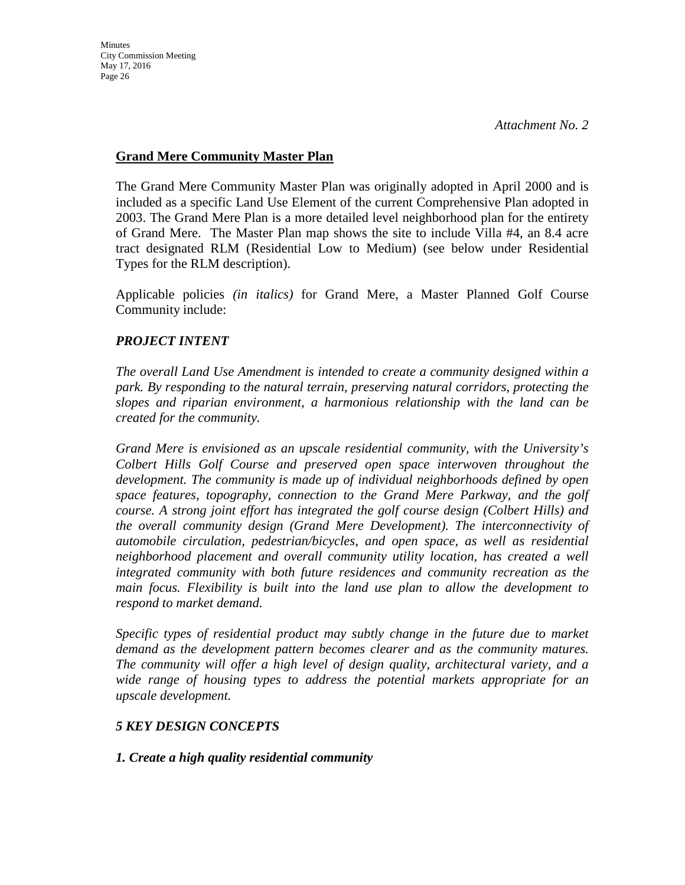*Attachment No. 2*

**Grand Mere Community Master Plan**

The Grand Mere Community Master Plan was originally adopted in April 2000 and is included as a specific Land Use Element of the current Comprehensive Plan adopted in 2003. The Grand Mere Plan is a more detailed level neighborhood plan for the entirety of Grand Mere. The Master Plan map shows the site to include Villa #4, an 8.4 acre tract designated RLM (Residential Low to Medium) (see below under Residential Types for the RLM description).

Applicable policies *(in italics)* for Grand Mere, a Master Planned Golf Course Community include:

***PROJECT INTENT***

*The overall Land Use Amendment is intended to create a community designed within a park. By responding to the natural terrain, preserving natural corridors, protecting the slopes and riparian environment, a harmonious relationship with the land can be created for the community.*

*Grand Mere is envisioned as an upscale residential community, with the University's Colbert Hills Golf Course and preserved open space interwoven throughout the development. The community is made up of individual neighborhoods defined by open space features, topography, connection to the Grand Mere Parkway, and the golf course. A strong joint effort has integrated the golf course design (Colbert Hills) and the overall community design (Grand Mere Development). The interconnectivity of automobile circulation, pedestrian/bicycles, and open space, as well as residential neighborhood placement and overall community utility location, has created a well integrated community with both future residences and community recreation as the main focus. Flexibility is built into the land use plan to allow the development to respond to market demand.*

*Specific types of residential product may subtly change in the future due to market demand as the development pattern becomes clearer and as the community matures. The community will offer a high level of design quality, architectural variety, and a wide range of housing types to address the potential markets appropriate for an upscale development.*

***5 KEY DESIGN CONCEPTS***

***1. Create a high quality residential community***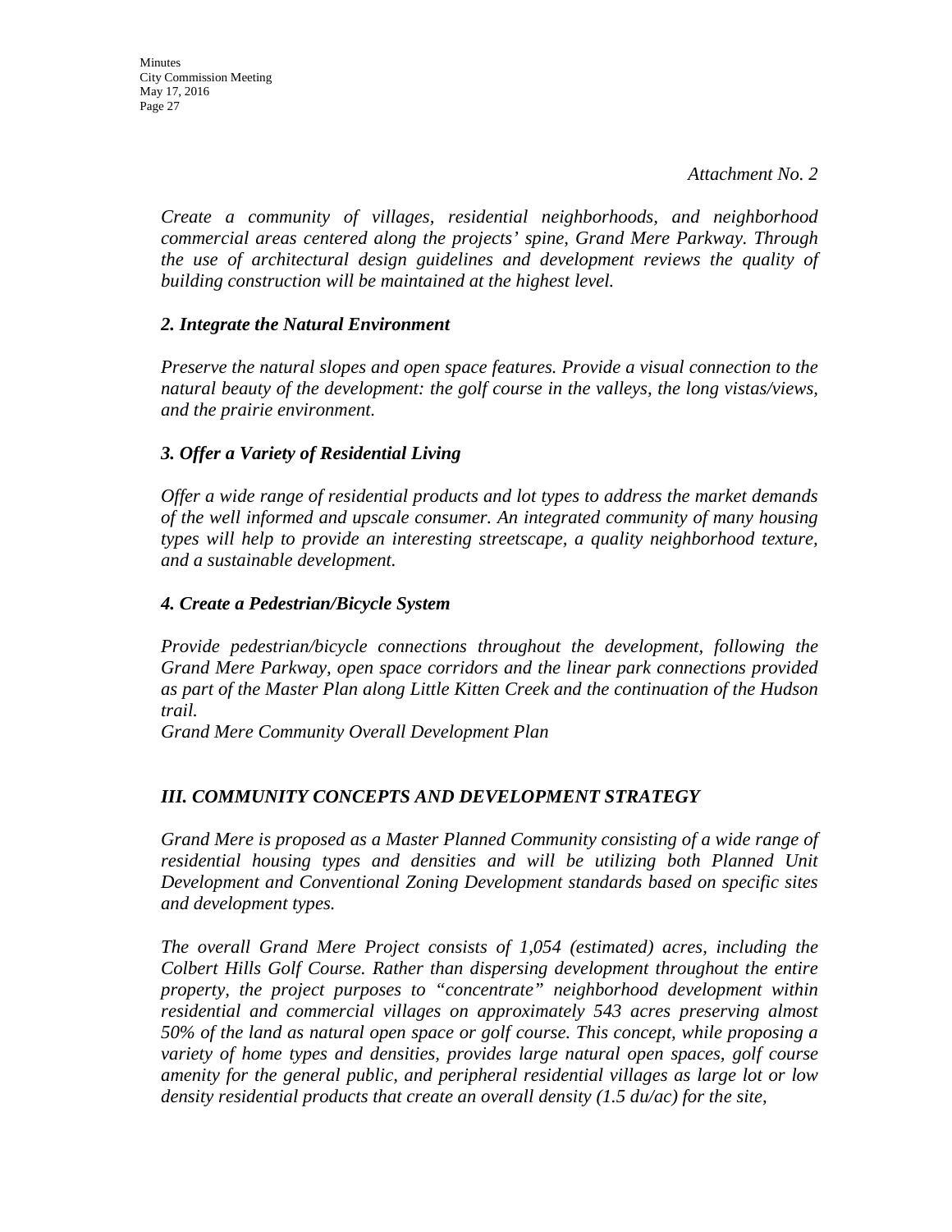*Attachment No. 2*

*Create a community of villages, residential neighborhoods, and neighborhood commercial areas centered along the projects' spine, Grand Mere Parkway. Through the use of architectural design guidelines and development reviews the quality of building construction will be maintained at the highest level.*

### *2. Integrate the Natural Environment*

*Preserve the natural slopes and open space features. Provide a visual connection to the natural beauty of the development: the golf course in the valleys, the long vistas/views, and the prairie environment.*

### *3. Offer a Variety of Residential Living*

*Offer a wide range of residential products and lot types to address the market demands of the well informed and upscale consumer. An integrated community of many housing types will help to provide an interesting streetscape, a quality neighborhood texture, and a sustainable development.*

### *4. Create a Pedestrian/Bicycle System*

*Provide pedestrian/bicycle connections throughout the development, following the Grand Mere Parkway, open space corridors and the linear park connections provided as part of the Master Plan along Little Kitten Creek and the continuation of the Hudson trail.*
*Grand Mere Community Overall Development Plan*

## *III. COMMUNITY CONCEPTS AND DEVELOPMENT STRATEGY*

*Grand Mere is proposed as a Master Planned Community consisting of a wide range of residential housing types and densities and will be utilizing both Planned Unit Development and Conventional Zoning Development standards based on specific sites and development types.*

*The overall Grand Mere Project consists of 1,054 (estimated) acres, including the Colbert Hills Golf Course. Rather than dispersing development throughout the entire property, the project purposes to "concentrate" neighborhood development within residential and commercial villages on approximately 543 acres preserving almost 50% of the land as natural open space or golf course. This concept, while proposing a variety of home types and densities, provides large natural open spaces, golf course amenity for the general public, and peripheral residential villages as large lot or low density residential products that create an overall density (1.5 du/ac) for the site,*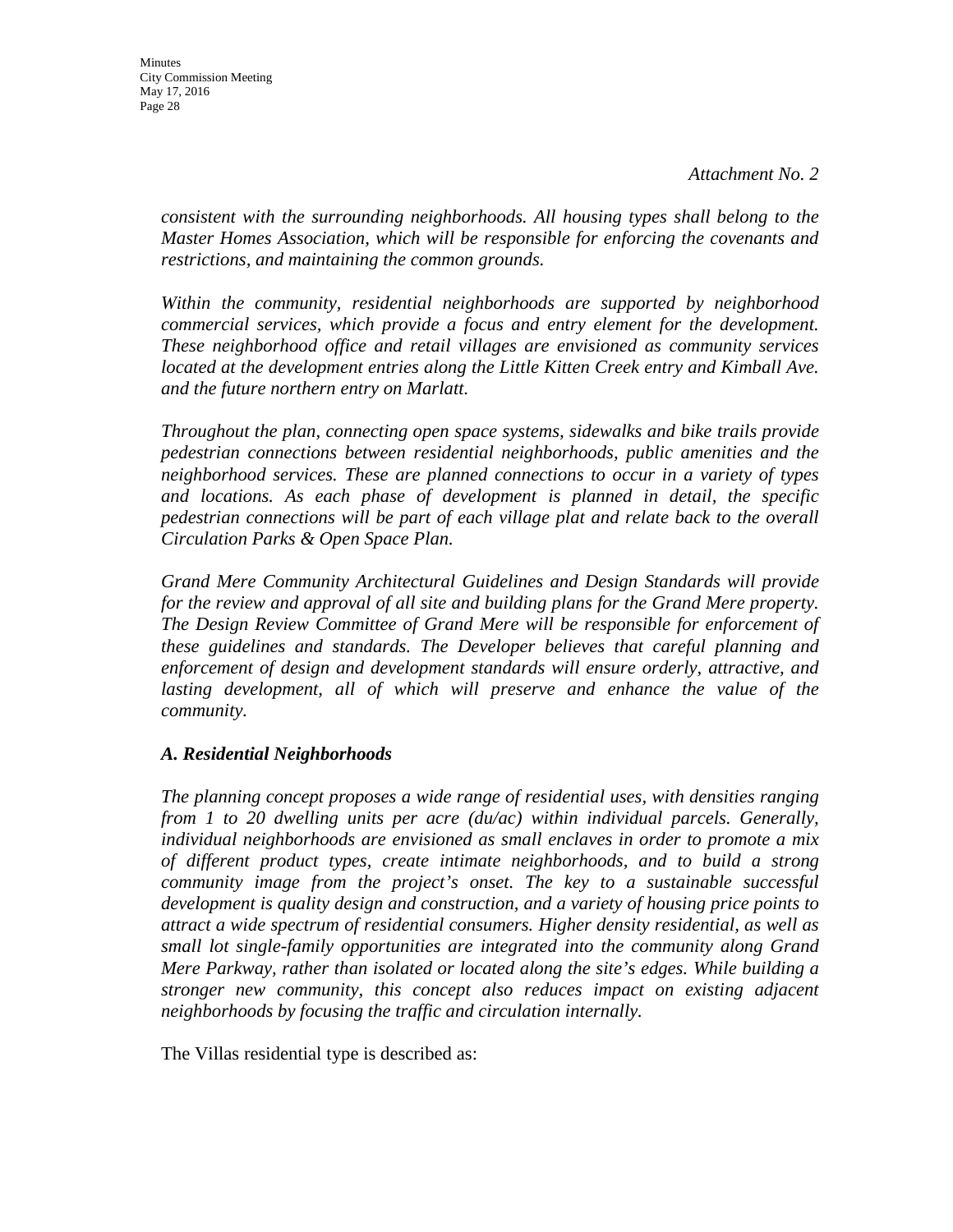*Attachment No. 2*

*consistent with the surrounding neighborhoods. All housing types shall belong to the Master Homes Association, which will be responsible for enforcing the covenants and restrictions, and maintaining the common grounds.*

*Within the community, residential neighborhoods are supported by neighborhood commercial services, which provide a focus and entry element for the development. These neighborhood office and retail villages are envisioned as community services located at the development entries along the Little Kitten Creek entry and Kimball Ave. and the future northern entry on Marlatt.*

*Throughout the plan, connecting open space systems, sidewalks and bike trails provide pedestrian connections between residential neighborhoods, public amenities and the neighborhood services. These are planned connections to occur in a variety of types and locations. As each phase of development is planned in detail, the specific pedestrian connections will be part of each village plat and relate back to the overall Circulation Parks & Open Space Plan.*

*Grand Mere Community Architectural Guidelines and Design Standards will provide for the review and approval of all site and building plans for the Grand Mere property. The Design Review Committee of Grand Mere will be responsible for enforcement of these guidelines and standards. The Developer believes that careful planning and enforcement of design and development standards will ensure orderly, attractive, and lasting development, all of which will preserve and enhance the value of the community.*

***A. Residential Neighborhoods***

*The planning concept proposes a wide range of residential uses, with densities ranging from 1 to 20 dwelling units per acre (du/ac) within individual parcels. Generally, individual neighborhoods are envisioned as small enclaves in order to promote a mix of different product types, create intimate neighborhoods, and to build a strong community image from the project's onset. The key to a sustainable successful development is quality design and construction, and a variety of housing price points to attract a wide spectrum of residential consumers. Higher density residential, as well as small lot single-family opportunities are integrated into the community along Grand Mere Parkway, rather than isolated or located along the site's edges. While building a stronger new community, this concept also reduces impact on existing adjacent neighborhoods by focusing the traffic and circulation internally.*

The Villas residential type is described as: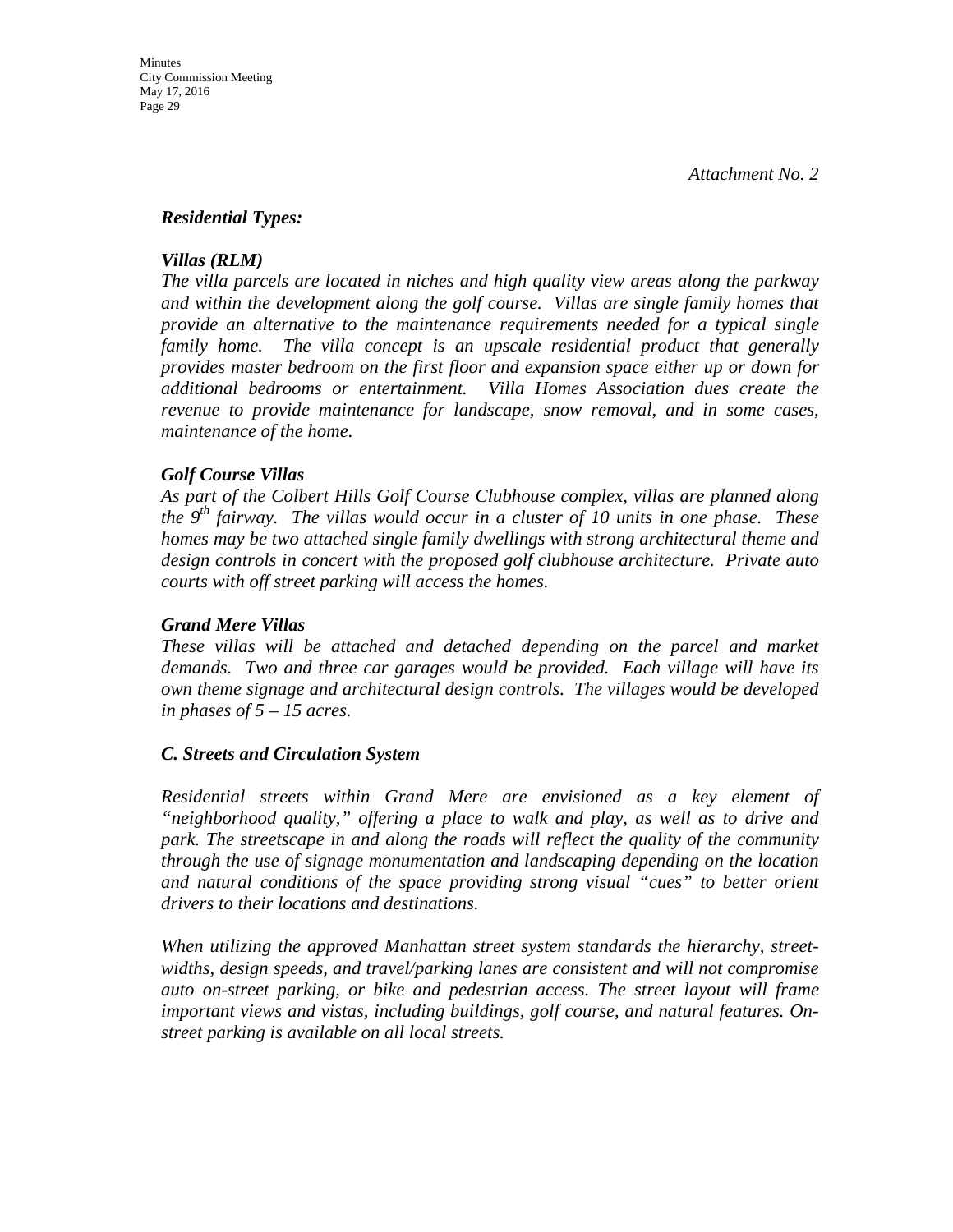*Attachment No. 2*

***Residential Types:***

***Villas (RLM)***

*The villa parcels are located in niches and high quality view areas along the parkway and within the development along the golf course. Villas are single family homes that provide an alternative to the maintenance requirements needed for a typical single family home. The villa concept is an upscale residential product that generally provides master bedroom on the first floor and expansion space either up or down for additional bedrooms or entertainment. Villa Homes Association dues create the revenue to provide maintenance for landscape, snow removal, and in some cases, maintenance of the home.*

***Golf Course Villas***

*As part of the Colbert Hills Golf Course Clubhouse complex, villas are planned along the 9th fairway. The villas would occur in a cluster of 10 units in one phase. These homes may be two attached single family dwellings with strong architectural theme and design controls in concert with the proposed golf clubhouse architecture. Private auto courts with off street parking will access the homes.*

***Grand Mere Villas***

*These villas will be attached and detached depending on the parcel and market demands. Two and three car garages would be provided. Each village will have its own theme signage and architectural design controls. The villages would be developed in phases of 5 – 15 acres.*

***C. Streets and Circulation System***

*Residential streets within Grand Mere are envisioned as a key element of "neighborhood quality," offering a place to walk and play, as well as to drive and park. The streetscape in and along the roads will reflect the quality of the community through the use of signage monumentation and landscaping depending on the location and natural conditions of the space providing strong visual "cues" to better orient drivers to their locations and destinations.*

*When utilizing the approved Manhattan street system standards the hierarchy, street-widths, design speeds, and travel/parking lanes are consistent and will not compromise auto on-street parking, or bike and pedestrian access. The street layout will frame important views and vistas, including buildings, golf course, and natural features. On-street parking is available on all local streets.*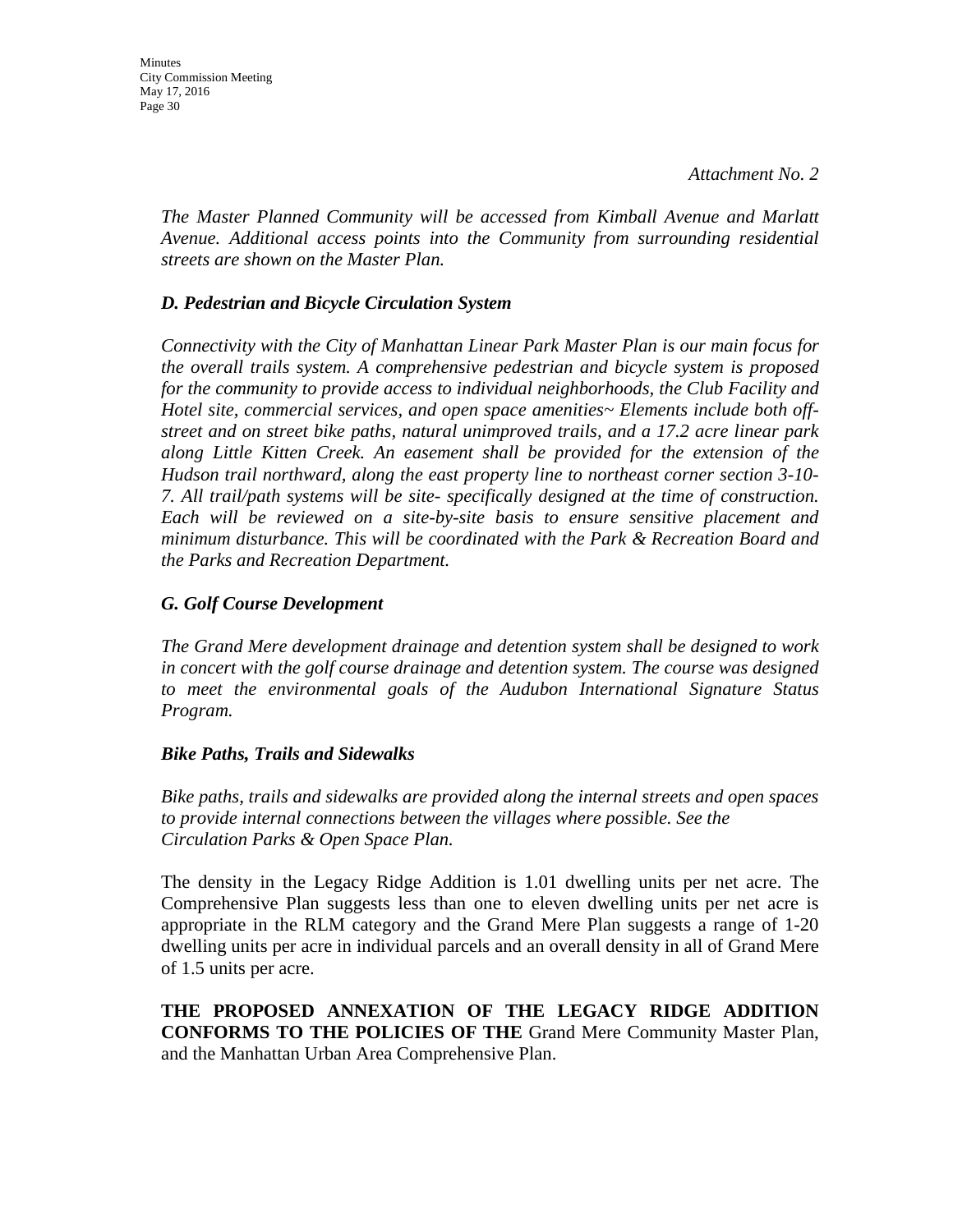*Attachment No. 2*

*The Master Planned Community will be accessed from Kimball Avenue and Marlatt Avenue. Additional access points into the Community from surrounding residential streets are shown on the Master Plan.*

***D. Pedestrian and Bicycle Circulation System***

*Connectivity with the City of Manhattan Linear Park Master Plan is our main focus for the overall trails system. A comprehensive pedestrian and bicycle system is proposed for the community to provide access to individual neighborhoods, the Club Facility and Hotel site, commercial services, and open space amenities~ Elements include both off-street and on street bike paths, natural unimproved trails, and a 17.2 acre linear park along Little Kitten Creek. An easement shall be provided for the extension of the Hudson trail northward, along the east property line to northeast corner section 3-10-7. All trail/path systems will be site- specifically designed at the time of construction. Each will be reviewed on a site-by-site basis to ensure sensitive placement and minimum disturbance. This will be coordinated with the Park & Recreation Board and the Parks and Recreation Department.*

***G. Golf Course Development***

*The Grand Mere development drainage and detention system shall be designed to work in concert with the golf course drainage and detention system. The course was designed to meet the environmental goals of the Audubon International Signature Status Program.*

***Bike Paths, Trails and Sidewalks***

*Bike paths, trails and sidewalks are provided along the internal streets and open spaces to provide internal connections between the villages where possible. See the Circulation Parks & Open Space Plan.*

The density in the Legacy Ridge Addition is 1.01 dwelling units per net acre. The Comprehensive Plan suggests less than one to eleven dwelling units per net acre is appropriate in the RLM category and the Grand Mere Plan suggests a range of 1-20 dwelling units per acre in individual parcels and an overall density in all of Grand Mere of 1.5 units per acre.

**THE PROPOSED ANNEXATION OF THE LEGACY RIDGE ADDITION CONFORMS TO THE POLICIES OF THE** Grand Mere Community Master Plan, and the Manhattan Urban Area Comprehensive Plan.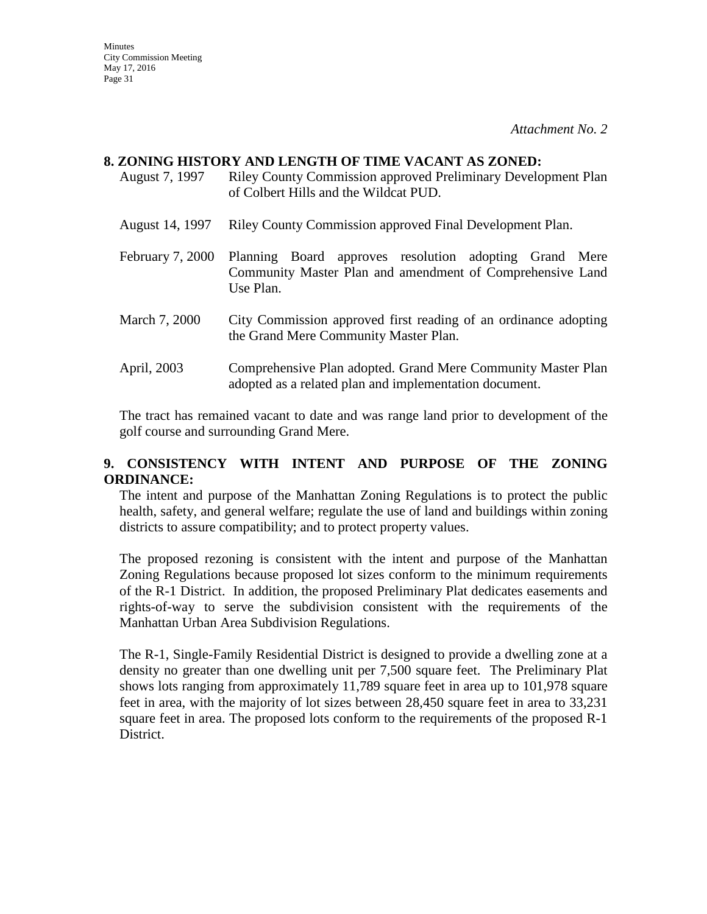*Attachment No. 2*

**8. ZONING HISTORY AND LENGTH OF TIME VACANT AS ZONED:**

| | |
|---|---|
| August 7, 1997 | Riley County Commission approved Preliminary Development Plan of Colbert Hills and the Wildcat PUD. |
| August 14, 1997 | Riley County Commission approved Final Development Plan. |
| February 7, 2000 | Planning Board approves resolution adopting Grand Mere Community Master Plan and amendment of Comprehensive Land Use Plan. |
| March 7, 2000 | City Commission approved first reading of an ordinance adopting the Grand Mere Community Master Plan. |
| April, 2003 | Comprehensive Plan adopted. Grand Mere Community Master Plan adopted as a related plan and implementation document. |

The tract has remained vacant to date and was range land prior to development of the golf course and surrounding Grand Mere.

**9. CONSISTENCY WITH INTENT AND PURPOSE OF THE ZONING ORDINANCE:**

The intent and purpose of the Manhattan Zoning Regulations is to protect the public health, safety, and general welfare; regulate the use of land and buildings within zoning districts to assure compatibility; and to protect property values.

The proposed rezoning is consistent with the intent and purpose of the Manhattan Zoning Regulations because proposed lot sizes conform to the minimum requirements of the R-1 District. In addition, the proposed Preliminary Plat dedicates easements and rights-of-way to serve the subdivision consistent with the requirements of the Manhattan Urban Area Subdivision Regulations.

The R-1, Single-Family Residential District is designed to provide a dwelling zone at a density no greater than one dwelling unit per 7,500 square feet. The Preliminary Plat shows lots ranging from approximately 11,789 square feet in area up to 101,978 square feet in area, with the majority of lot sizes between 28,450 square feet in area to 33,231 square feet in area. The proposed lots conform to the requirements of the proposed R-1 District.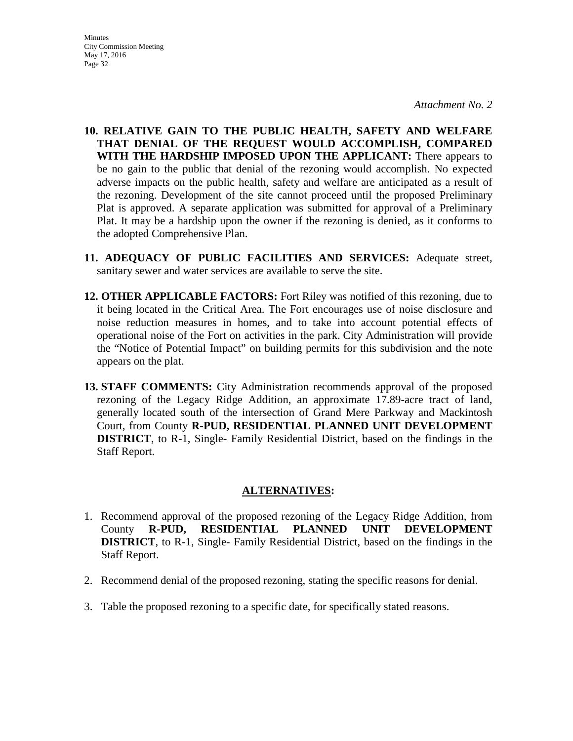*Attachment No. 2*

10. **RELATIVE GAIN TO THE PUBLIC HEALTH, SAFETY AND WELFARE THAT DENIAL OF THE REQUEST WOULD ACCOMPLISH, COMPARED WITH THE HARDSHIP IMPOSED UPON THE APPLICANT:** There appears to be no gain to the public that denial of the rezoning would accomplish. No expected adverse impacts on the public health, safety and welfare are anticipated as a result of the rezoning. Development of the site cannot proceed until the proposed Preliminary Plat is approved. A separate application was submitted for approval of a Preliminary Plat. It may be a hardship upon the owner if the rezoning is denied, as it conforms to the adopted Comprehensive Plan.

11. **ADEQUACY OF PUBLIC FACILITIES AND SERVICES:** Adequate street, sanitary sewer and water services are available to serve the site.

12. **OTHER APPLICABLE FACTORS:** Fort Riley was notified of this rezoning, due to it being located in the Critical Area. The Fort encourages use of noise disclosure and noise reduction measures in homes, and to take into account potential effects of operational noise of the Fort on activities in the park. City Administration will provide the "Notice of Potential Impact" on building permits for this subdivision and the note appears on the plat.

13. **STAFF COMMENTS:** City Administration recommends approval of the proposed rezoning of the Legacy Ridge Addition, an approximate 17.89-acre tract of land, generally located south of the intersection of Grand Mere Parkway and Mackintosh Court, from County **R-PUD, RESIDENTIAL PLANNED UNIT DEVELOPMENT DISTRICT**, to R-1, Single- Family Residential District, based on the findings in the Staff Report.

## ALTERNATIVES:

1. Recommend approval of the proposed rezoning of the Legacy Ridge Addition, from County **R-PUD, RESIDENTIAL PLANNED UNIT DEVELOPMENT DISTRICT**, to R-1, Single- Family Residential District, based on the findings in the Staff Report.

2. Recommend denial of the proposed rezoning, stating the specific reasons for denial.

3. Table the proposed rezoning to a specific date, for specifically stated reasons.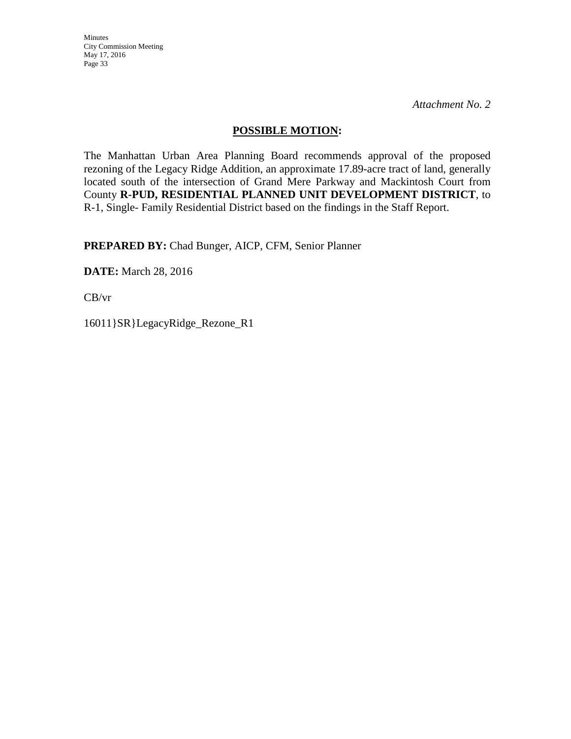*Attachment No. 2*

**<u>POSSIBLE MOTION</u>:**

The Manhattan Urban Area Planning Board recommends approval of the proposed rezoning of the Legacy Ridge Addition, an approximate 17.89-acre tract of land, generally located south of the intersection of Grand Mere Parkway and Mackintosh Court from County **R-PUD, RESIDENTIAL PLANNED UNIT DEVELOPMENT DISTRICT**, to R-1, Single- Family Residential District based on the findings in the Staff Report.

**PREPARED BY:** Chad Bunger, AICP, CFM, Senior Planner

**DATE:** March 28, 2016

CB/vr

16011}SR}LegacyRidge_Rezone_R1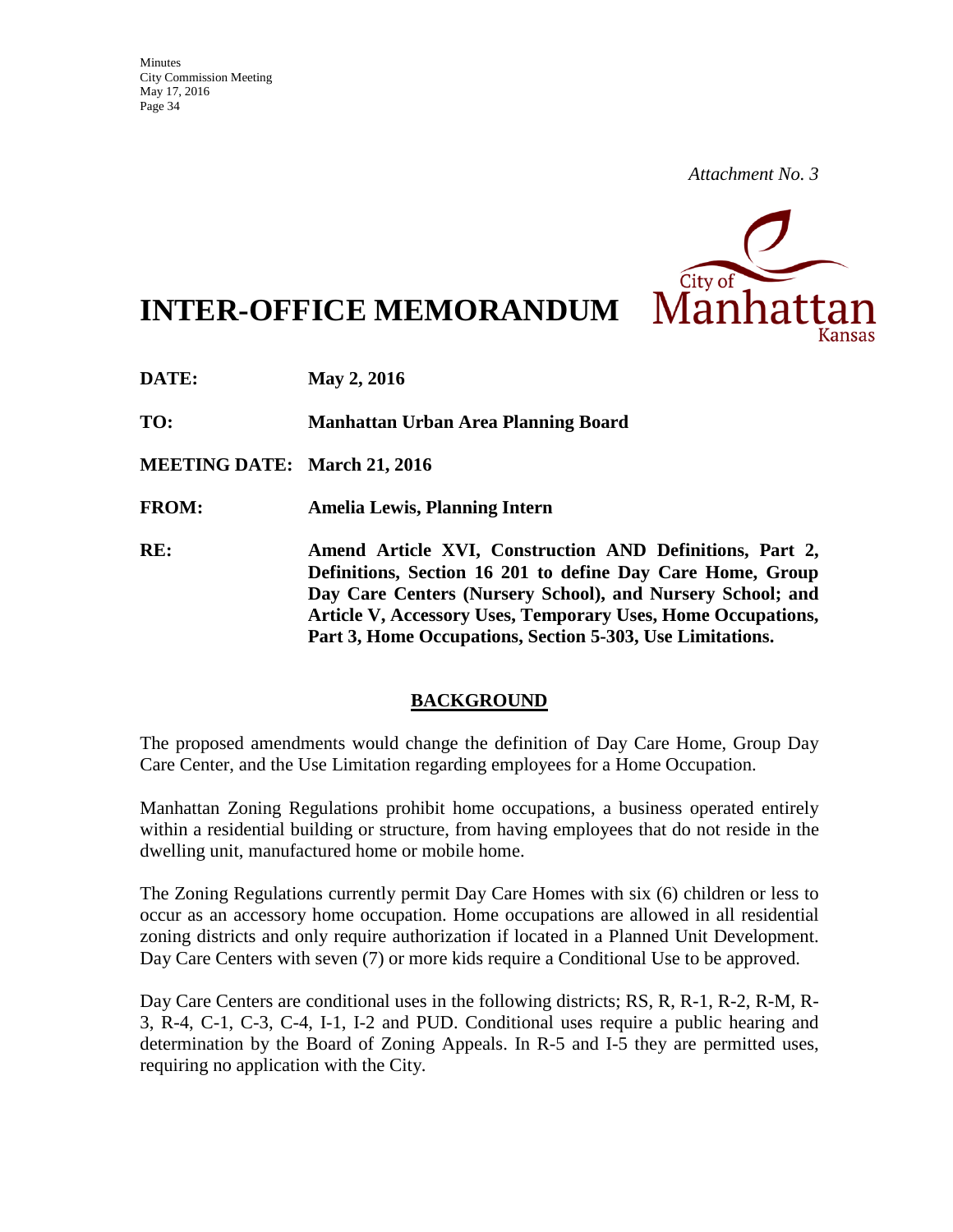*Attachment No. 3*

# INTER-OFFICE MEMORANDUM

**DATE:** **May 2, 2016**

**TO:** **Manhattan Urban Area Planning Board**

**MEETING DATE: March 21, 2016**

**FROM:** **Amelia Lewis, Planning Intern**

**RE:** **Amend Article XVI, Construction AND Definitions, Part 2, Definitions, Section 16 201 to define Day Care Home, Group Day Care Centers (Nursery School), and Nursery School; and Article V, Accessory Uses, Temporary Uses, Home Occupations, Part 3, Home Occupations, Section 5-303, Use Limitations.**

## BACKGROUND

The proposed amendments would change the definition of Day Care Home, Group Day Care Center, and the Use Limitation regarding employees for a Home Occupation.

Manhattan Zoning Regulations prohibit home occupations, a business operated entirely within a residential building or structure, from having employees that do not reside in the dwelling unit, manufactured home or mobile home.

The Zoning Regulations currently permit Day Care Homes with six (6) children or less to occur as an accessory home occupation. Home occupations are allowed in all residential zoning districts and only require authorization if located in a Planned Unit Development. Day Care Centers with seven (7) or more kids require a Conditional Use to be approved.

Day Care Centers are conditional uses in the following districts; RS, R, R-1, R-2, R-M, R-3, R-4, C-1, C-3, C-4, I-1, I-2 and PUD. Conditional uses require a public hearing and determination by the Board of Zoning Appeals. In R-5 and I-5 they are permitted uses, requiring no application with the City.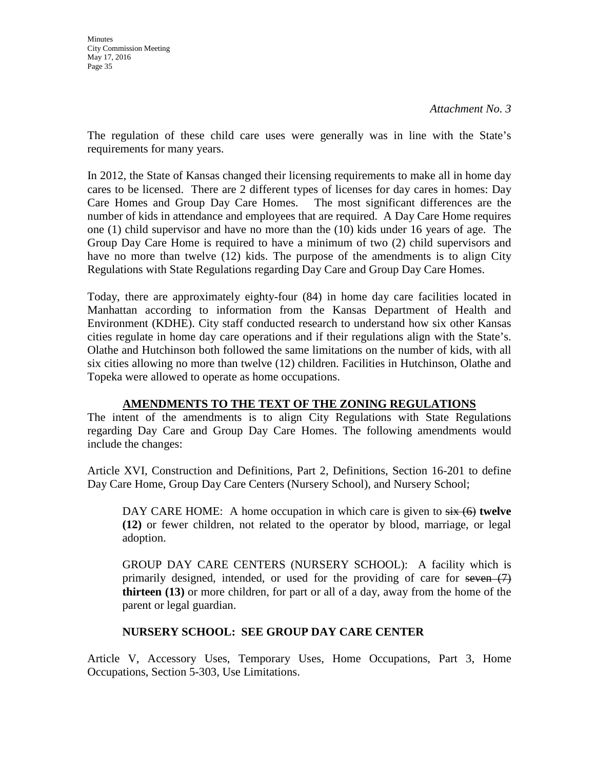*Attachment No. 3*

The regulation of these child care uses were generally was in line with the State's requirements for many years.

In 2012, the State of Kansas changed their licensing requirements to make all in home day cares to be licensed. There are 2 different types of licenses for day cares in homes: Day Care Homes and Group Day Care Homes. The most significant differences are the number of kids in attendance and employees that are required. A Day Care Home requires one (1) child supervisor and have no more than the (10) kids under 16 years of age. The Group Day Care Home is required to have a minimum of two (2) child supervisors and have no more than twelve (12) kids. The purpose of the amendments is to align City Regulations with State Regulations regarding Day Care and Group Day Care Homes.

Today, there are approximately eighty-four (84) in home day care facilities located in Manhattan according to information from the Kansas Department of Health and Environment (KDHE). City staff conducted research to understand how six other Kansas cities regulate in home day care operations and if their regulations align with the State's. Olathe and Hutchinson both followed the same limitations on the number of kids, with all six cities allowing no more than twelve (12) children. Facilities in Hutchinson, Olathe and Topeka were allowed to operate as home occupations.

**AMENDMENTS TO THE TEXT OF THE ZONING REGULATIONS**

The intent of the amendments is to align City Regulations with State Regulations regarding Day Care and Group Day Care Homes. The following amendments would include the changes:

Article XVI, Construction and Definitions, Part 2, Definitions, Section 16-201 to define Day Care Home, Group Day Care Centers (Nursery School), and Nursery School;

> DAY CARE HOME: A home occupation in which care is given to ~~six (6)~~ **twelve (12)** or fewer children, not related to the operator by blood, marriage, or legal adoption.
>
> GROUP DAY CARE CENTERS (NURSERY SCHOOL): A facility which is primarily designed, intended, or used for the providing of care for ~~seven (7)~~ **thirteen (13)** or more children, for part or all of a day, away from the home of the parent or legal guardian.
>
> **NURSERY SCHOOL: SEE GROUP DAY CARE CENTER**

Article V, Accessory Uses, Temporary Uses, Home Occupations, Part 3, Home Occupations, Section 5-303, Use Limitations.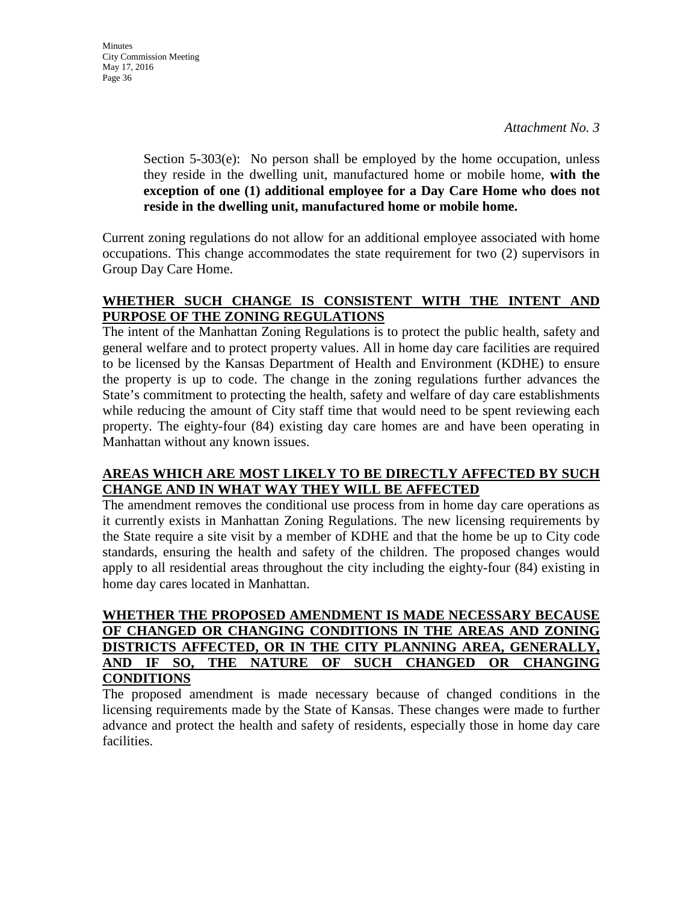*Attachment No. 3*

Section 5-303(e): No person shall be employed by the home occupation, unless they reside in the dwelling unit, manufactured home or mobile home, **with the exception of one (1) additional employee for a Day Care Home who does not reside in the dwelling unit, manufactured home or mobile home.**

Current zoning regulations do not allow for an additional employee associated with home occupations. This change accommodates the state requirement for two (2) supervisors in Group Day Care Home.

**WHETHER SUCH CHANGE IS CONSISTENT WITH THE INTENT AND PURPOSE OF THE ZONING REGULATIONS**

The intent of the Manhattan Zoning Regulations is to protect the public health, safety and general welfare and to protect property values. All in home day care facilities are required to be licensed by the Kansas Department of Health and Environment (KDHE) to ensure the property is up to code. The change in the zoning regulations further advances the State's commitment to protecting the health, safety and welfare of day care establishments while reducing the amount of City staff time that would need to be spent reviewing each property. The eighty-four (84) existing day care homes are and have been operating in Manhattan without any known issues.

**AREAS WHICH ARE MOST LIKELY TO BE DIRECTLY AFFECTED BY SUCH CHANGE AND IN WHAT WAY THEY WILL BE AFFECTED**

The amendment removes the conditional use process from in home day care operations as it currently exists in Manhattan Zoning Regulations. The new licensing requirements by the State require a site visit by a member of KDHE and that the home be up to City code standards, ensuring the health and safety of the children. The proposed changes would apply to all residential areas throughout the city including the eighty-four (84) existing in home day cares located in Manhattan.

**WHETHER THE PROPOSED AMENDMENT IS MADE NECESSARY BECAUSE OF CHANGED OR CHANGING CONDITIONS IN THE AREAS AND ZONING DISTRICTS AFFECTED, OR IN THE CITY PLANNING AREA, GENERALLY, AND IF SO, THE NATURE OF SUCH CHANGED OR CHANGING CONDITIONS**

The proposed amendment is made necessary because of changed conditions in the licensing requirements made by the State of Kansas. These changes were made to further advance and protect the health and safety of residents, especially those in home day care facilities.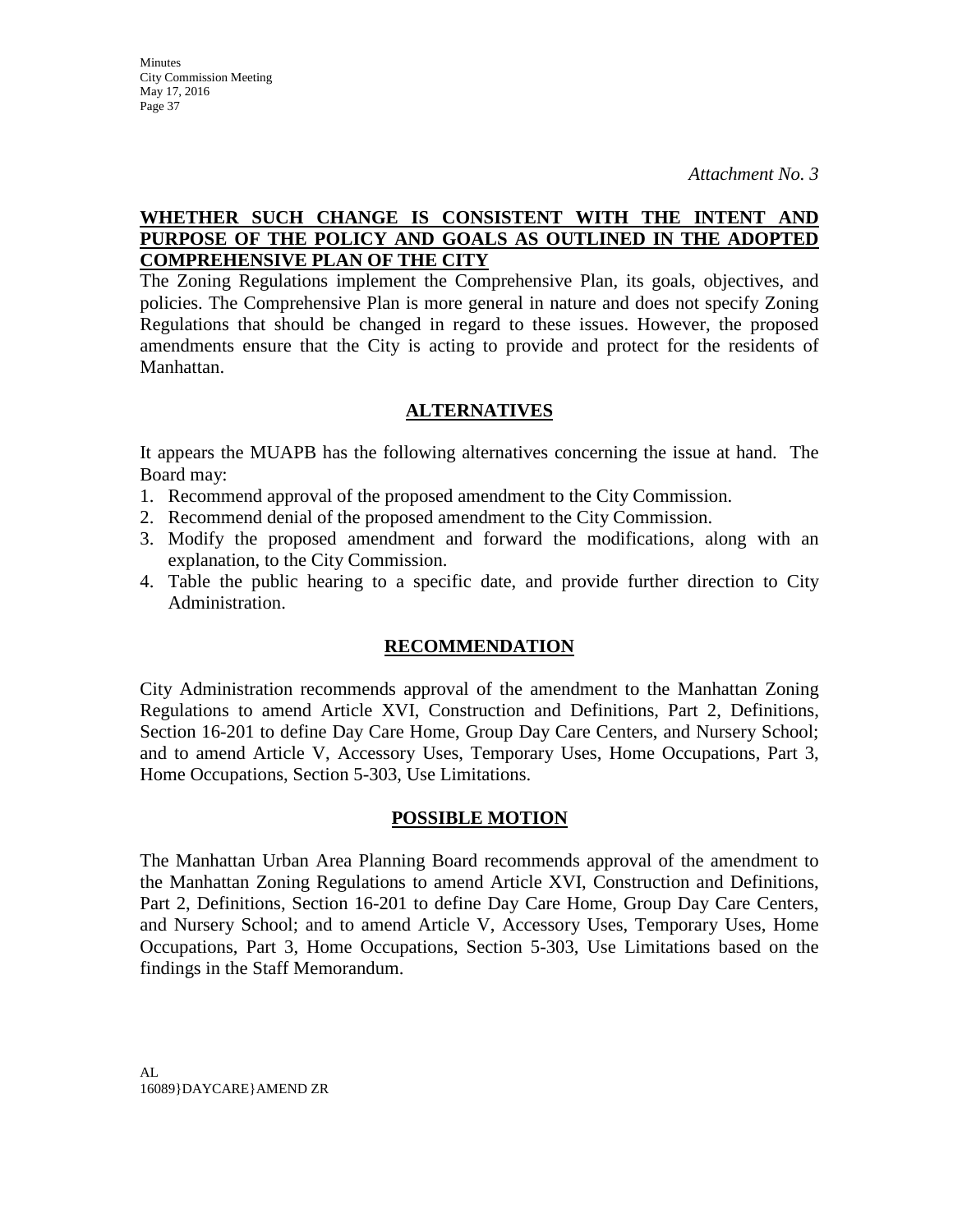*Attachment No. 3*

**WHETHER SUCH CHANGE IS CONSISTENT WITH THE INTENT AND PURPOSE OF THE POLICY AND GOALS AS OUTLINED IN THE ADOPTED COMPREHENSIVE PLAN OF THE CITY**

The Zoning Regulations implement the Comprehensive Plan, its goals, objectives, and policies. The Comprehensive Plan is more general in nature and does not specify Zoning Regulations that should be changed in regard to these issues. However, the proposed amendments ensure that the City is acting to provide and protect for the residents of Manhattan.

## ALTERNATIVES

It appears the MUAPB has the following alternatives concerning the issue at hand. The Board may:

1. Recommend approval of the proposed amendment to the City Commission.
2. Recommend denial of the proposed amendment to the City Commission.
3. Modify the proposed amendment and forward the modifications, along with an explanation, to the City Commission.
4. Table the public hearing to a specific date, and provide further direction to City Administration.

## RECOMMENDATION

City Administration recommends approval of the amendment to the Manhattan Zoning Regulations to amend Article XVI, Construction and Definitions, Part 2, Definitions, Section 16-201 to define Day Care Home, Group Day Care Centers, and Nursery School; and to amend Article V, Accessory Uses, Temporary Uses, Home Occupations, Part 3, Home Occupations, Section 5-303, Use Limitations.

## POSSIBLE MOTION

The Manhattan Urban Area Planning Board recommends approval of the amendment to the Manhattan Zoning Regulations to amend Article XVI, Construction and Definitions, Part 2, Definitions, Section 16-201 to define Day Care Home, Group Day Care Centers, and Nursery School; and to amend Article V, Accessory Uses, Temporary Uses, Home Occupations, Part 3, Home Occupations, Section 5-303, Use Limitations based on the findings in the Staff Memorandum.

AL
16089}DAYCARE}AMEND ZR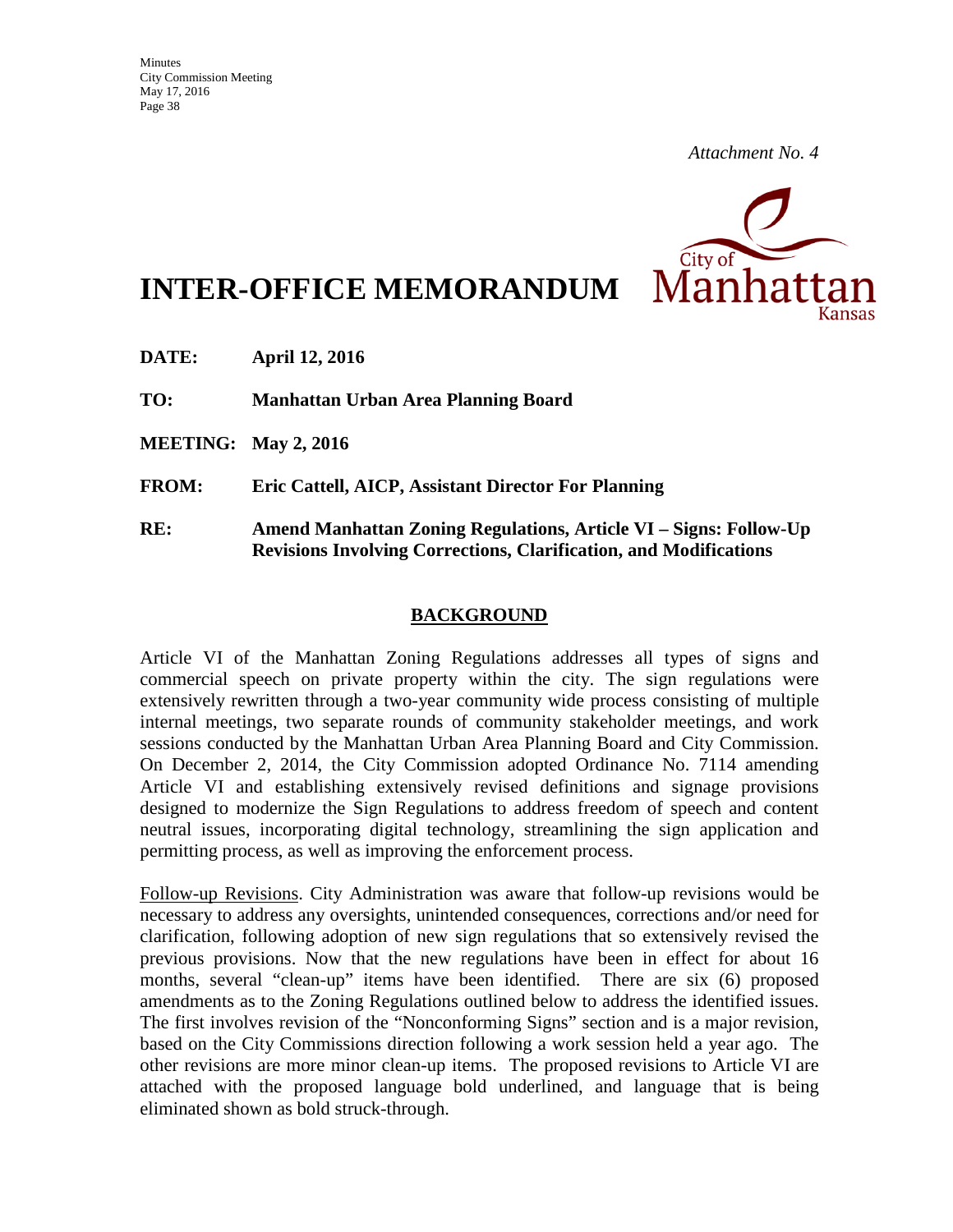*Attachment No. 4*

# INTER-OFFICE MEMORANDUM

City of Manhattan Kansas

**DATE:** **April 12, 2016**

**TO:** **Manhattan Urban Area Planning Board**

**MEETING:** **May 2, 2016**

**FROM:** **Eric Cattell, AICP, Assistant Director For Planning**

**RE:** **Amend Manhattan Zoning Regulations, Article VI – Signs: Follow-Up Revisions Involving Corrections, Clarification, and Modifications**

## BACKGROUND

Article VI of the Manhattan Zoning Regulations addresses all types of signs and commercial speech on private property within the city. The sign regulations were extensively rewritten through a two-year community wide process consisting of multiple internal meetings, two separate rounds of community stakeholder meetings, and work sessions conducted by the Manhattan Urban Area Planning Board and City Commission. On December 2, 2014, the City Commission adopted Ordinance No. 7114 amending Article VI and establishing extensively revised definitions and signage provisions designed to modernize the Sign Regulations to address freedom of speech and content neutral issues, incorporating digital technology, streamlining the sign application and permitting process, as well as improving the enforcement process.

Follow-up Revisions. City Administration was aware that follow-up revisions would be necessary to address any oversights, unintended consequences, corrections and/or need for clarification, following adoption of new sign regulations that so extensively revised the previous provisions. Now that the new regulations have been in effect for about 16 months, several "clean-up" items have been identified. There are six (6) proposed amendments as to the Zoning Regulations outlined below to address the identified issues. The first involves revision of the "Nonconforming Signs" section and is a major revision, based on the City Commissions direction following a work session held a year ago. The other revisions are more minor clean-up items. The proposed revisions to Article VI are attached with the proposed language bold underlined, and language that is being eliminated shown as bold struck-through.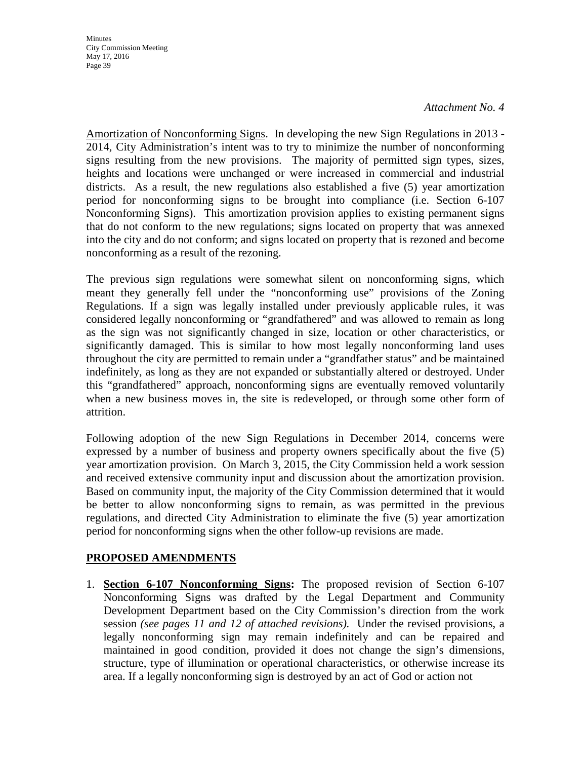*Attachment No. 4*

Amortization of Nonconforming Signs. In developing the new Sign Regulations in 2013 - 2014, City Administration's intent was to try to minimize the number of nonconforming signs resulting from the new provisions. The majority of permitted sign types, sizes, heights and locations were unchanged or were increased in commercial and industrial districts. As a result, the new regulations also established a five (5) year amortization period for nonconforming signs to be brought into compliance (i.e. Section 6-107 Nonconforming Signs). This amortization provision applies to existing permanent signs that do not conform to the new regulations; signs located on property that was annexed into the city and do not conform; and signs located on property that is rezoned and become nonconforming as a result of the rezoning.

The previous sign regulations were somewhat silent on nonconforming signs, which meant they generally fell under the "nonconforming use" provisions of the Zoning Regulations. If a sign was legally installed under previously applicable rules, it was considered legally nonconforming or "grandfathered" and was allowed to remain as long as the sign was not significantly changed in size, location or other characteristics, or significantly damaged. This is similar to how most legally nonconforming land uses throughout the city are permitted to remain under a "grandfather status" and be maintained indefinitely, as long as they are not expanded or substantially altered or destroyed. Under this "grandfathered" approach, nonconforming signs are eventually removed voluntarily when a new business moves in, the site is redeveloped, or through some other form of attrition.

Following adoption of the new Sign Regulations in December 2014, concerns were expressed by a number of business and property owners specifically about the five (5) year amortization provision. On March 3, 2015, the City Commission held a work session and received extensive community input and discussion about the amortization provision. Based on community input, the majority of the City Commission determined that it would be better to allow nonconforming signs to remain, as was permitted in the previous regulations, and directed City Administration to eliminate the five (5) year amortization period for nonconforming signs when the other follow-up revisions are made.

## PROPOSED AMENDMENTS

1. **Section 6-107 Nonconforming Signs:** The proposed revision of Section 6-107 Nonconforming Signs was drafted by the Legal Department and Community Development Department based on the City Commission's direction from the work session *(see pages 11 and 12 of attached revisions).* Under the revised provisions, a legally nonconforming sign may remain indefinitely and can be repaired and maintained in good condition, provided it does not change the sign's dimensions, structure, type of illumination or operational characteristics, or otherwise increase its area. If a legally nonconforming sign is destroyed by an act of God or action not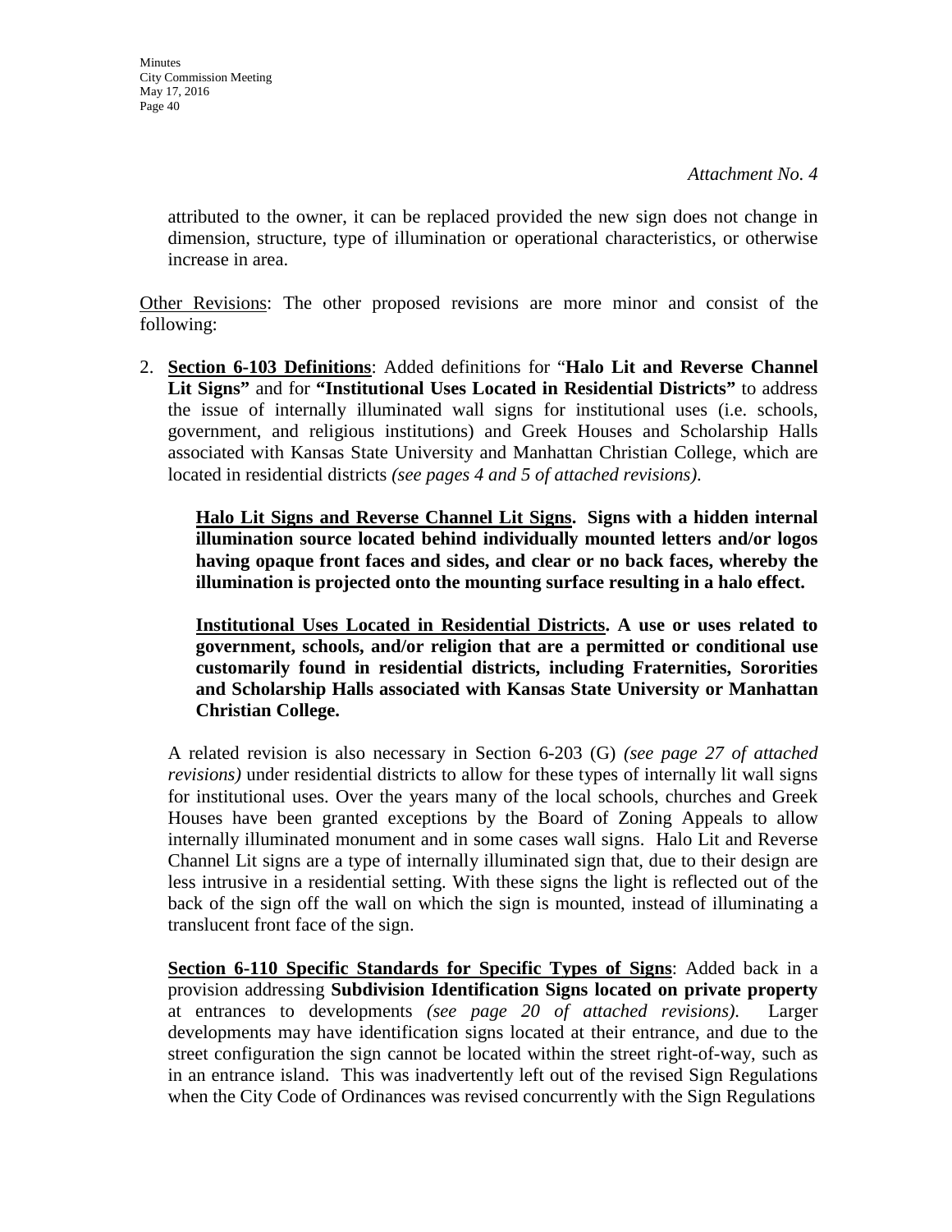*Attachment No. 4*

attributed to the owner, it can be replaced provided the new sign does not change in dimension, structure, type of illumination or operational characteristics, or otherwise increase in area.

Other Revisions: The other proposed revisions are more minor and consist of the following:

2. **Section 6-103 Definitions**: Added definitions for "**Halo Lit and Reverse Channel Lit Signs"** and for **"Institutional Uses Located in Residential Districts"** to address the issue of internally illuminated wall signs for institutional uses (i.e. schools, government, and religious institutions) and Greek Houses and Scholarship Halls associated with Kansas State University and Manhattan Christian College, which are located in residential districts *(see pages 4 and 5 of attached revisions)*.

   **Halo Lit Signs and Reverse Channel Lit Signs. Signs with a hidden internal illumination source located behind individually mounted letters and/or logos having opaque front faces and sides, and clear or no back faces, whereby the illumination is projected onto the mounting surface resulting in a halo effect.**

   **Institutional Uses Located in Residential Districts. A use or uses related to government, schools, and/or religion that are a permitted or conditional use customarily found in residential districts, including Fraternities, Sororities and Scholarship Halls associated with Kansas State University or Manhattan Christian College.**

   A related revision is also necessary in Section 6-203 (G) *(see page 27 of attached revisions)* under residential districts to allow for these types of internally lit wall signs for institutional uses. Over the years many of the local schools, churches and Greek Houses have been granted exceptions by the Board of Zoning Appeals to allow internally illuminated monument and in some cases wall signs. Halo Lit and Reverse Channel Lit signs are a type of internally illuminated sign that, due to their design are less intrusive in a residential setting. With these signs the light is reflected out of the back of the sign off the wall on which the sign is mounted, instead of illuminating a translucent front face of the sign.

   **Section 6-110 Specific Standards for Specific Types of Signs**: Added back in a provision addressing **Subdivision Identification Signs located on private property** at entrances to developments *(see page 20 of attached revisions).* Larger developments may have identification signs located at their entrance, and due to the street configuration the sign cannot be located within the street right-of-way, such as in an entrance island. This was inadvertently left out of the revised Sign Regulations when the City Code of Ordinances was revised concurrently with the Sign Regulations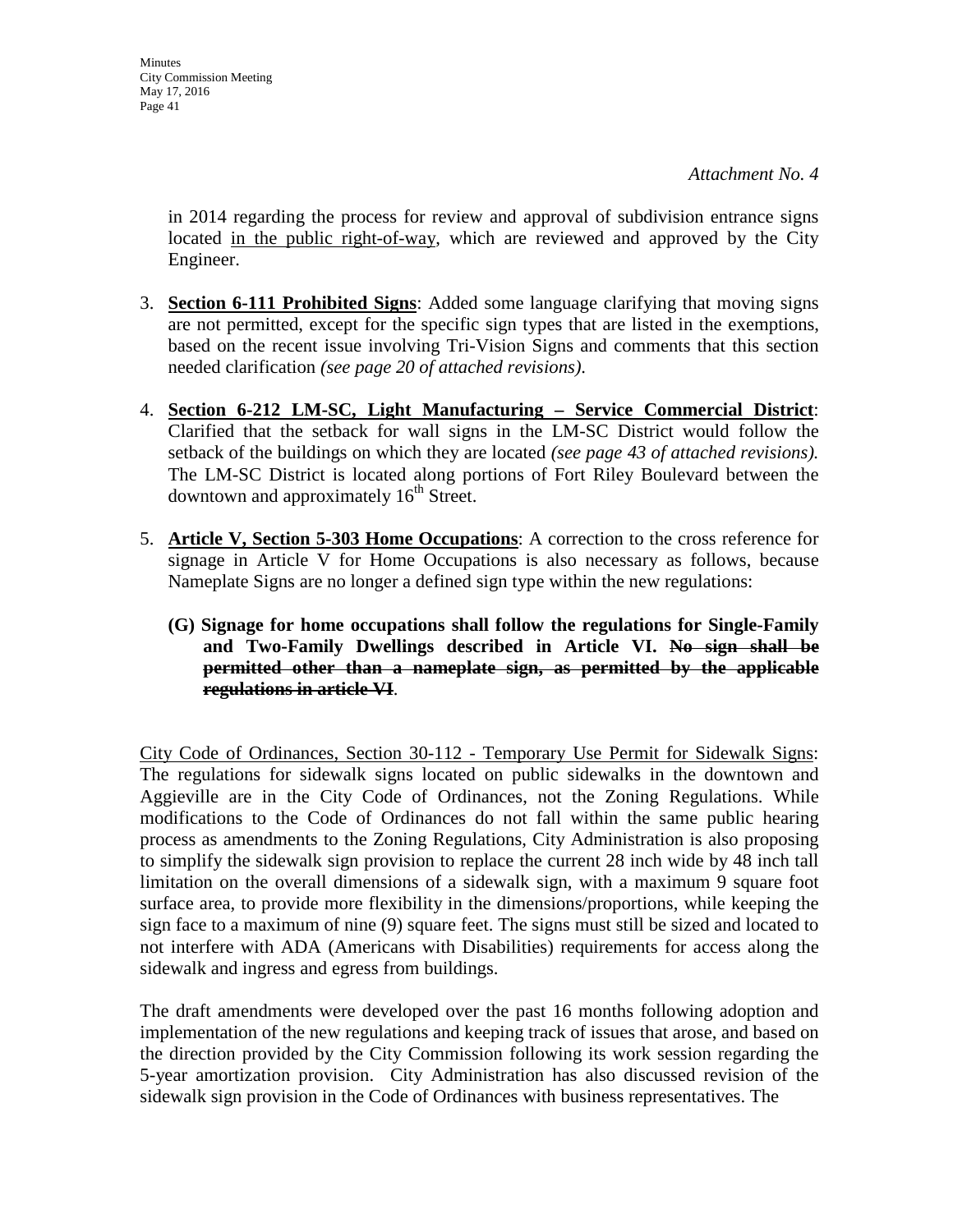*Attachment No. 4*

in 2014 regarding the process for review and approval of subdivision entrance signs located <u>in the public right-of-way</u>, which are reviewed and approved by the City Engineer.

3. **<u>Section 6-111 Prohibited Signs</u>**: Added some language clarifying that moving signs are not permitted, except for the specific sign types that are listed in the exemptions, based on the recent issue involving Tri-Vision Signs and comments that this section needed clarification *(see page 20 of attached revisions)*.

4. **<u>Section 6-212 LM-SC, Light Manufacturing – Service Commercial District</u>**: Clarified that the setback for wall signs in the LM-SC District would follow the setback of the buildings on which they are located *(see page 43 of attached revisions).* The LM-SC District is located along portions of Fort Riley Boulevard between the downtown and approximately 16th Street.

5. **<u>Article V, Section 5-303 Home Occupations</u>**: A correction to the cross reference for signage in Article V for Home Occupations is also necessary as follows, because Nameplate Signs are no longer a defined sign type within the new regulations:

   **(G) Signage for home occupations shall follow the regulations for Single-Family and Two-Family Dwellings described in Article VI. ~~No sign shall be permitted other than a nameplate sign, as permitted by the applicable regulations in article VI~~**.

<u>City Code of Ordinances, Section 30-112 - Temporary Use Permit for Sidewalk Signs</u>: The regulations for sidewalk signs located on public sidewalks in the downtown and Aggieville are in the City Code of Ordinances, not the Zoning Regulations. While modifications to the Code of Ordinances do not fall within the same public hearing process as amendments to the Zoning Regulations, City Administration is also proposing to simplify the sidewalk sign provision to replace the current 28 inch wide by 48 inch tall limitation on the overall dimensions of a sidewalk sign, with a maximum 9 square foot surface area, to provide more flexibility in the dimensions/proportions, while keeping the sign face to a maximum of nine (9) square feet. The signs must still be sized and located to not interfere with ADA (Americans with Disabilities) requirements for access along the sidewalk and ingress and egress from buildings.

The draft amendments were developed over the past 16 months following adoption and implementation of the new regulations and keeping track of issues that arose, and based on the direction provided by the City Commission following its work session regarding the 5-year amortization provision. City Administration has also discussed revision of the sidewalk sign provision in the Code of Ordinances with business representatives. The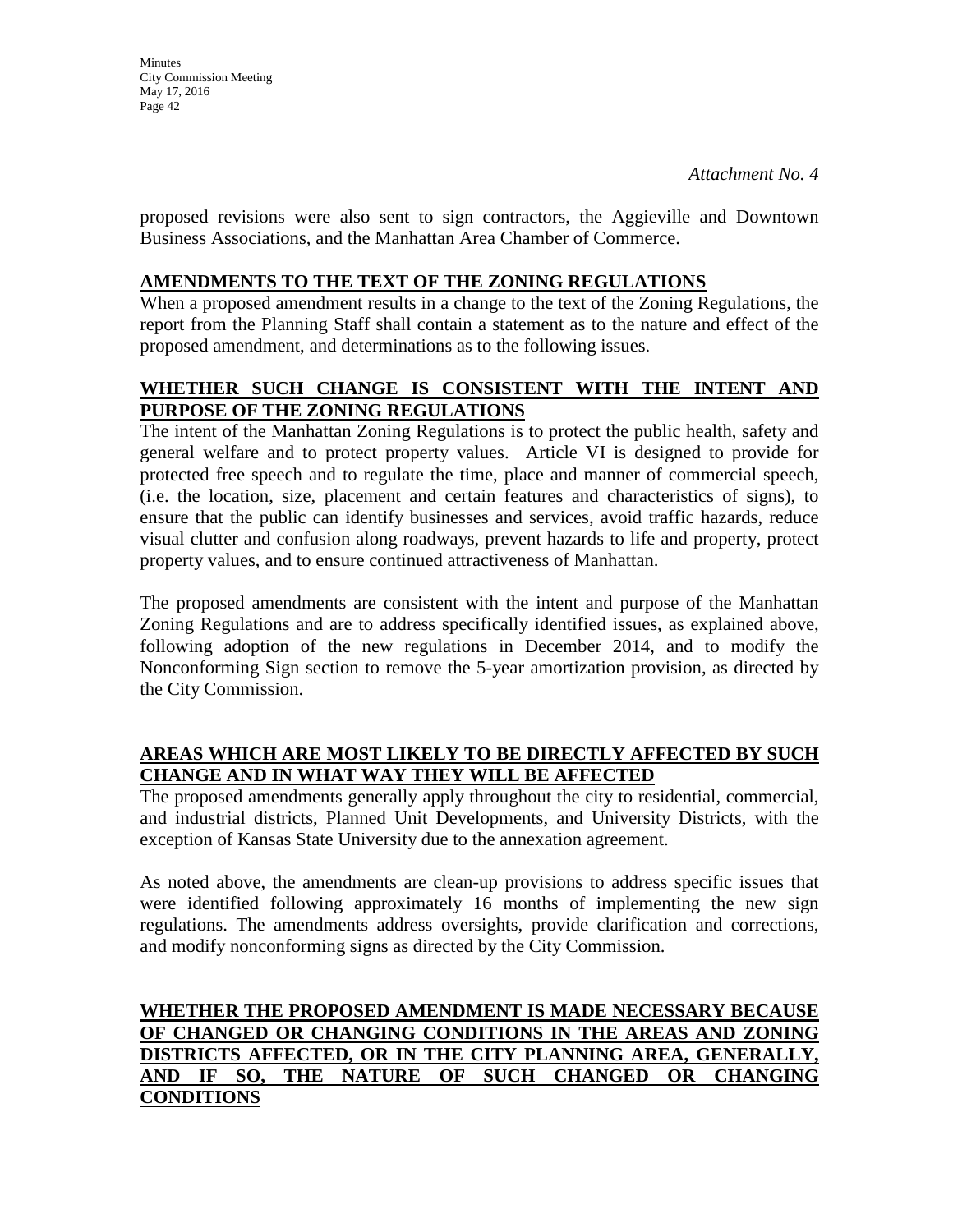*Attachment No. 4*

proposed revisions were also sent to sign contractors, the Aggieville and Downtown Business Associations, and the Manhattan Area Chamber of Commerce.

## **AMENDMENTS TO THE TEXT OF THE ZONING REGULATIONS**

When a proposed amendment results in a change to the text of the Zoning Regulations, the report from the Planning Staff shall contain a statement as to the nature and effect of the proposed amendment, and determinations as to the following issues.

## **WHETHER SUCH CHANGE IS CONSISTENT WITH THE INTENT AND PURPOSE OF THE ZONING REGULATIONS**

The intent of the Manhattan Zoning Regulations is to protect the public health, safety and general welfare and to protect property values. Article VI is designed to provide for protected free speech and to regulate the time, place and manner of commercial speech, (i.e. the location, size, placement and certain features and characteristics of signs), to ensure that the public can identify businesses and services, avoid traffic hazards, reduce visual clutter and confusion along roadways, prevent hazards to life and property, protect property values, and to ensure continued attractiveness of Manhattan.

The proposed amendments are consistent with the intent and purpose of the Manhattan Zoning Regulations and are to address specifically identified issues, as explained above, following adoption of the new regulations in December 2014, and to modify the Nonconforming Sign section to remove the 5-year amortization provision, as directed by the City Commission.

## **AREAS WHICH ARE MOST LIKELY TO BE DIRECTLY AFFECTED BY SUCH CHANGE AND IN WHAT WAY THEY WILL BE AFFECTED**

The proposed amendments generally apply throughout the city to residential, commercial, and industrial districts, Planned Unit Developments, and University Districts, with the exception of Kansas State University due to the annexation agreement.

As noted above, the amendments are clean-up provisions to address specific issues that were identified following approximately 16 months of implementing the new sign regulations. The amendments address oversights, provide clarification and corrections, and modify nonconforming signs as directed by the City Commission.

## **WHETHER THE PROPOSED AMENDMENT IS MADE NECESSARY BECAUSE OF CHANGED OR CHANGING CONDITIONS IN THE AREAS AND ZONING DISTRICTS AFFECTED, OR IN THE CITY PLANNING AREA, GENERALLY, AND IF SO, THE NATURE OF SUCH CHANGED OR CHANGING CONDITIONS**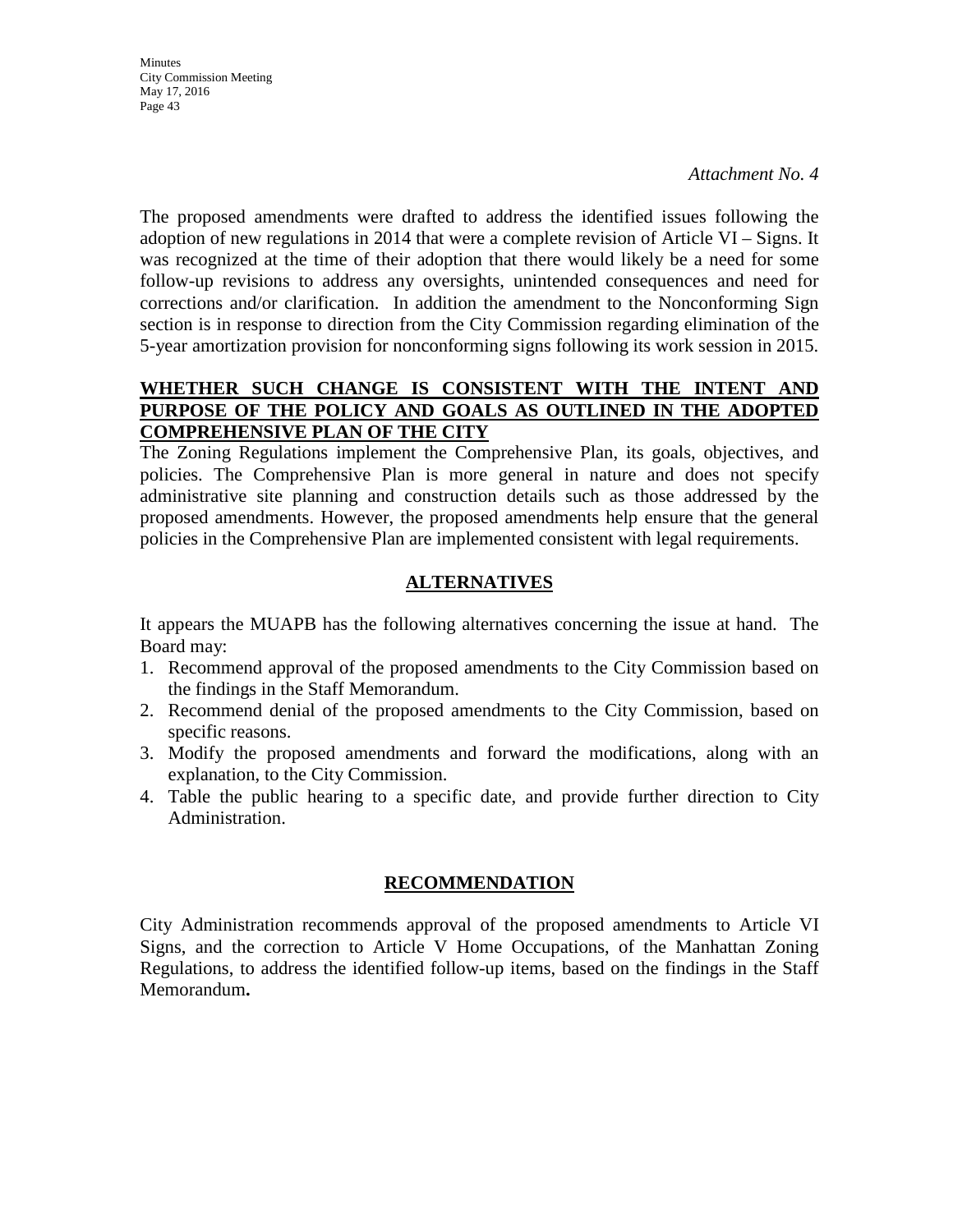*Attachment No. 4*

The proposed amendments were drafted to address the identified issues following the adoption of new regulations in 2014 that were a complete revision of Article VI – Signs. It was recognized at the time of their adoption that there would likely be a need for some follow-up revisions to address any oversights, unintended consequences and need for corrections and/or clarification. In addition the amendment to the Nonconforming Sign section is in response to direction from the City Commission regarding elimination of the 5-year amortization provision for nonconforming signs following its work session in 2015.

**WHETHER SUCH CHANGE IS CONSISTENT WITH THE INTENT AND PURPOSE OF THE POLICY AND GOALS AS OUTLINED IN THE ADOPTED COMPREHENSIVE PLAN OF THE CITY**

The Zoning Regulations implement the Comprehensive Plan, its goals, objectives, and policies. The Comprehensive Plan is more general in nature and does not specify administrative site planning and construction details such as those addressed by the proposed amendments. However, the proposed amendments help ensure that the general policies in the Comprehensive Plan are implemented consistent with legal requirements.

## ALTERNATIVES

It appears the MUAPB has the following alternatives concerning the issue at hand. The Board may:

1. Recommend approval of the proposed amendments to the City Commission based on the findings in the Staff Memorandum.
2. Recommend denial of the proposed amendments to the City Commission, based on specific reasons.
3. Modify the proposed amendments and forward the modifications, along with an explanation, to the City Commission.
4. Table the public hearing to a specific date, and provide further direction to City Administration.

## RECOMMENDATION

City Administration recommends approval of the proposed amendments to Article VI Signs, and the correction to Article V Home Occupations, of the Manhattan Zoning Regulations, to address the identified follow-up items, based on the findings in the Staff Memorandum**.**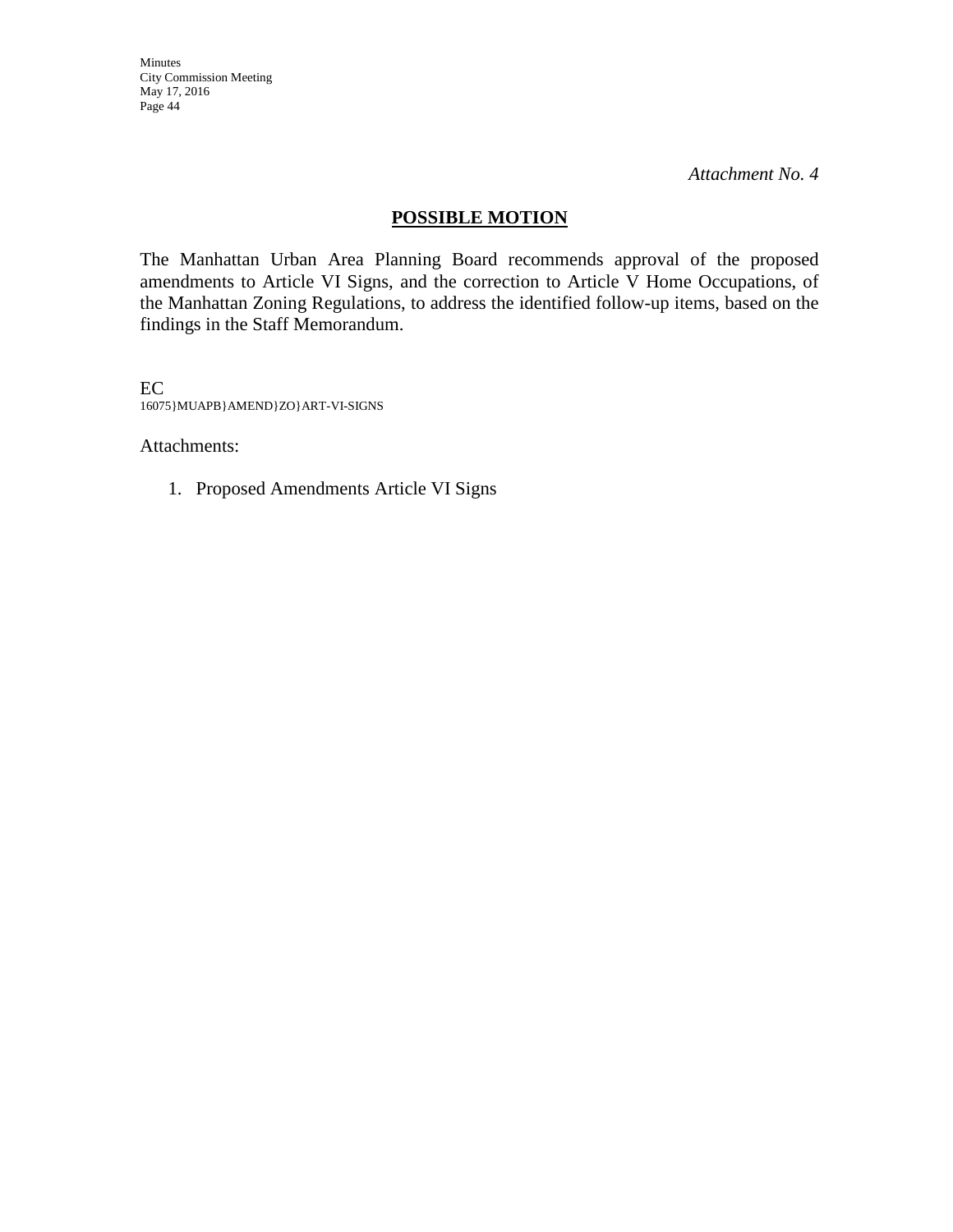*Attachment No. 4*

## POSSIBLE MOTION

The Manhattan Urban Area Planning Board recommends approval of the proposed amendments to Article VI Signs, and the correction to Article V Home Occupations, of the Manhattan Zoning Regulations, to address the identified follow-up items, based on the findings in the Staff Memorandum.

EC
16075}MUAPB}AMEND}ZO}ART-VI-SIGNS

Attachments:

1. Proposed Amendments Article VI Signs